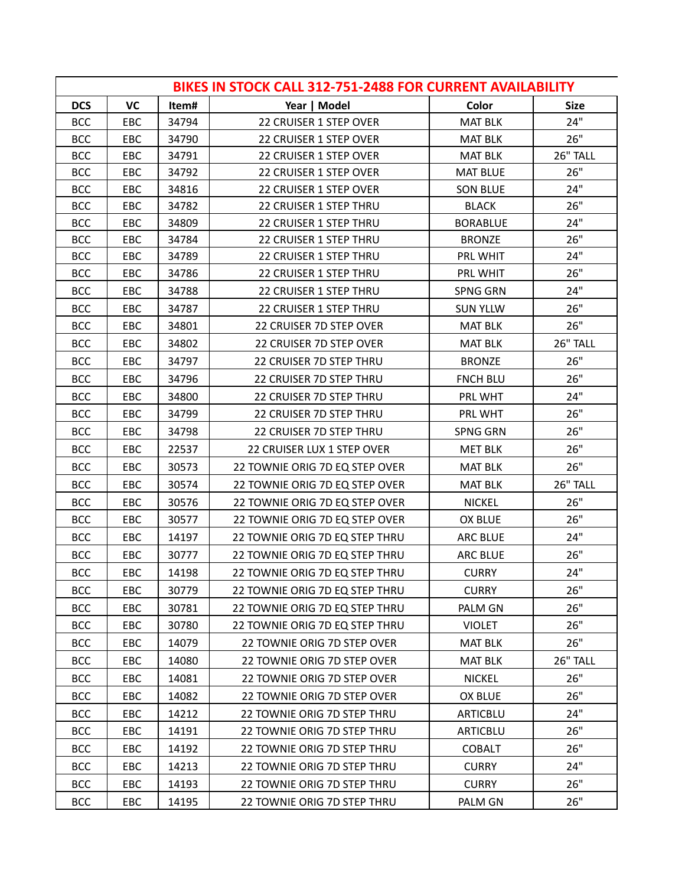| BIKES IN STOCK CALL 312-751-2488 FOR CURRENT AVAILABILITY | | | | | |
|---|---|---|---|---|---|
| DCS | VC | Item# | Year \| Model | Color | Size |
| BCC | EBC | 34794 | 22 CRUISER 1 STEP OVER | MAT BLK | 24" |
| BCC | EBC | 34790 | 22 CRUISER 1 STEP OVER | MAT BLK | 26" |
| BCC | EBC | 34791 | 22 CRUISER 1 STEP OVER | MAT BLK | 26" TALL |
| BCC | EBC | 34792 | 22 CRUISER 1 STEP OVER | MAT BLUE | 26" |
| BCC | EBC | 34816 | 22 CRUISER 1 STEP OVER | SON BLUE | 24" |
| BCC | EBC | 34782 | 22 CRUISER 1 STEP THRU | BLACK | 26" |
| BCC | EBC | 34809 | 22 CRUISER 1 STEP THRU | BORABLUE | 24" |
| BCC | EBC | 34784 | 22 CRUISER 1 STEP THRU | BRONZE | 26" |
| BCC | EBC | 34789 | 22 CRUISER 1 STEP THRU | PRL WHIT | 24" |
| BCC | EBC | 34786 | 22 CRUISER 1 STEP THRU | PRL WHIT | 26" |
| BCC | EBC | 34788 | 22 CRUISER 1 STEP THRU | SPNG GRN | 24" |
| BCC | EBC | 34787 | 22 CRUISER 1 STEP THRU | SUN YLLW | 26" |
| BCC | EBC | 34801 | 22 CRUISER 7D STEP OVER | MAT BLK | 26" |
| BCC | EBC | 34802 | 22 CRUISER 7D STEP OVER | MAT BLK | 26" TALL |
| BCC | EBC | 34797 | 22 CRUISER 7D STEP THRU | BRONZE | 26" |
| BCC | EBC | 34796 | 22 CRUISER 7D STEP THRU | FNCH BLU | 26" |
| BCC | EBC | 34800 | 22 CRUISER 7D STEP THRU | PRL WHT | 24" |
| BCC | EBC | 34799 | 22 CRUISER 7D STEP THRU | PRL WHT | 26" |
| BCC | EBC | 34798 | 22 CRUISER 7D STEP THRU | SPNG GRN | 26" |
| BCC | EBC | 22537 | 22 CRUISER LUX 1 STEP OVER | MET BLK | 26" |
| BCC | EBC | 30573 | 22 TOWNIE ORIG 7D EQ STEP OVER | MAT BLK | 26" |
| BCC | EBC | 30574 | 22 TOWNIE ORIG 7D EQ STEP OVER | MAT BLK | 26" TALL |
| BCC | EBC | 30576 | 22 TOWNIE ORIG 7D EQ STEP OVER | NICKEL | 26" |
| BCC | EBC | 30577 | 22 TOWNIE ORIG 7D EQ STEP OVER | OX BLUE | 26" |
| BCC | EBC | 14197 | 22 TOWNIE ORIG 7D EQ STEP THRU | ARC BLUE | 24" |
| BCC | EBC | 30777 | 22 TOWNIE ORIG 7D EQ STEP THRU | ARC BLUE | 26" |
| BCC | EBC | 14198 | 22 TOWNIE ORIG 7D EQ STEP THRU | CURRY | 24" |
| BCC | EBC | 30779 | 22 TOWNIE ORIG 7D EQ STEP THRU | CURRY | 26" |
| BCC | EBC | 30781 | 22 TOWNIE ORIG 7D EQ STEP THRU | PALM GN | 26" |
| BCC | EBC | 30780 | 22 TOWNIE ORIG 7D EQ STEP THRU | VIOLET | 26" |
| BCC | EBC | 14079 | 22 TOWNIE ORIG 7D STEP OVER | MAT BLK | 26" |
| BCC | EBC | 14080 | 22 TOWNIE ORIG 7D STEP OVER | MAT BLK | 26" TALL |
| BCC | EBC | 14081 | 22 TOWNIE ORIG 7D STEP OVER | NICKEL | 26" |
| BCC | EBC | 14082 | 22 TOWNIE ORIG 7D STEP OVER | OX BLUE | 26" |
| BCC | EBC | 14212 | 22 TOWNIE ORIG 7D STEP THRU | ARTICBLU | 24" |
| BCC | EBC | 14191 | 22 TOWNIE ORIG 7D STEP THRU | ARTICBLU | 26" |
| BCC | EBC | 14192 | 22 TOWNIE ORIG 7D STEP THRU | COBALT | 26" |
| BCC | EBC | 14213 | 22 TOWNIE ORIG 7D STEP THRU | CURRY | 24" |
| BCC | EBC | 14193 | 22 TOWNIE ORIG 7D STEP THRU | CURRY | 26" |
| BCC | EBC | 14195 | 22 TOWNIE ORIG 7D STEP THRU | PALM GN | 26" |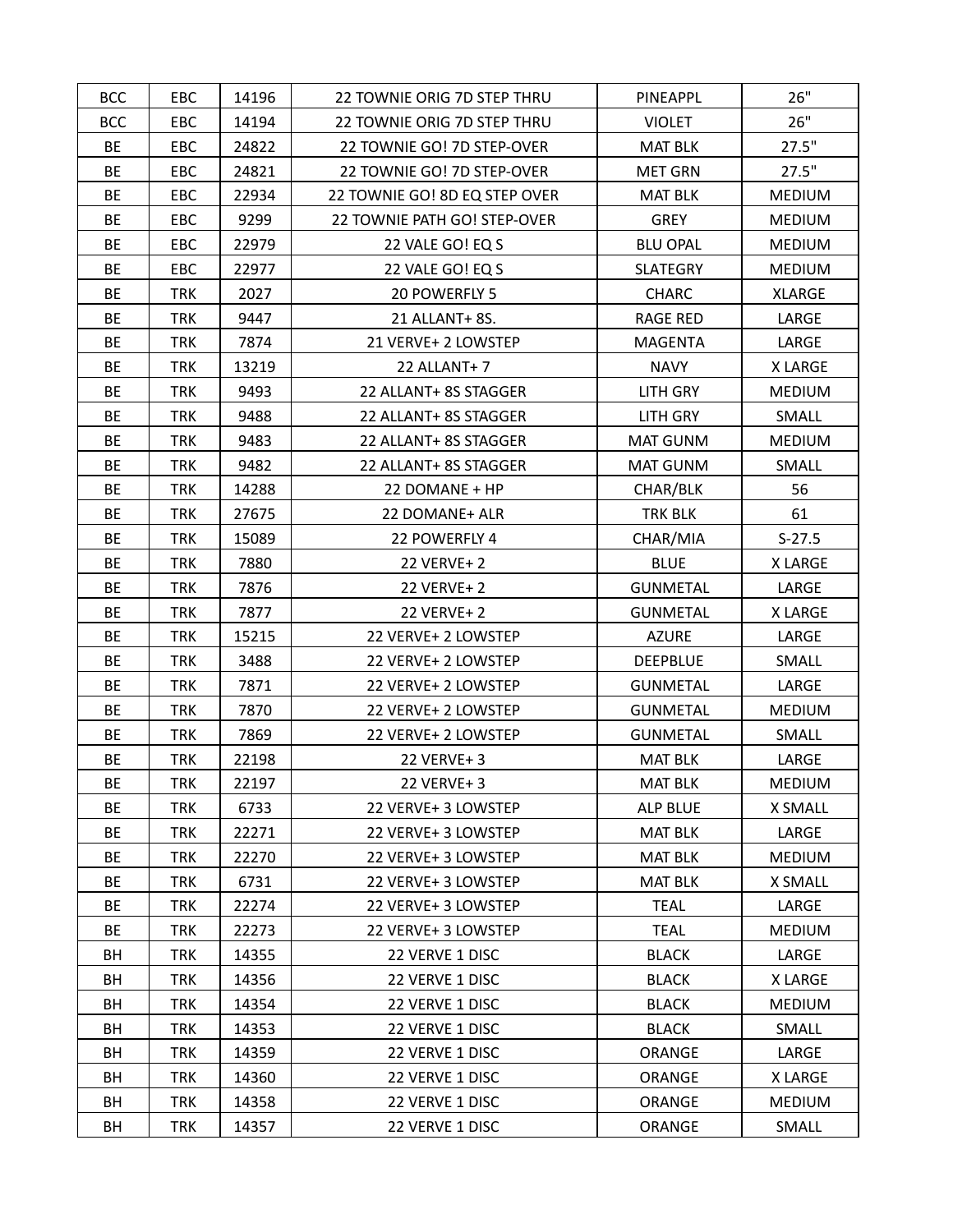| BCC | EBC | 14196 | 22 TOWNIE ORIG 7D STEP THRU | PINEAPPL | 26" |
|---|---|---|---|---|---|
| BCC | EBC | 14194 | 22 TOWNIE ORIG 7D STEP THRU | VIOLET | 26" |
| BE | EBC | 24822 | 22 TOWNIE GO! 7D STEP-OVER | MAT BLK | 27.5" |
| BE | EBC | 24821 | 22 TOWNIE GO! 7D STEP-OVER | MET GRN | 27.5" |
| BE | EBC | 22934 | 22 TOWNIE GO! 8D EQ STEP OVER | MAT BLK | MEDIUM |
| BE | EBC | 9299 | 22 TOWNIE PATH GO! STEP-OVER | GREY | MEDIUM |
| BE | EBC | 22979 | 22 VALE GO! EQ S | BLU OPAL | MEDIUM |
| BE | EBC | 22977 | 22 VALE GO! EQ S | SLATEGRY | MEDIUM |
| BE | TRK | 2027 | 20 POWERFLY 5 | CHARC | XLARGE |
| BE | TRK | 9447 | 21 ALLANT+ 8S. | RAGE RED | LARGE |
| BE | TRK | 7874 | 21 VERVE+ 2 LOWSTEP | MAGENTA | LARGE |
| BE | TRK | 13219 | 22 ALLANT+ 7 | NAVY | X LARGE |
| BE | TRK | 9493 | 22 ALLANT+ 8S STAGGER | LITH GRY | MEDIUM |
| BE | TRK | 9488 | 22 ALLANT+ 8S STAGGER | LITH GRY | SMALL |
| BE | TRK | 9483 | 22 ALLANT+ 8S STAGGER | MAT GUNM | MEDIUM |
| BE | TRK | 9482 | 22 ALLANT+ 8S STAGGER | MAT GUNM | SMALL |
| BE | TRK | 14288 | 22 DOMANE + HP | CHAR/BLK | 56 |
| BE | TRK | 27675 | 22 DOMANE+ ALR | TRK BLK | 61 |
| BE | TRK | 15089 | 22 POWERFLY 4 | CHAR/MIA | S-27.5 |
| BE | TRK | 7880 | 22 VERVE+ 2 | BLUE | X LARGE |
| BE | TRK | 7876 | 22 VERVE+ 2 | GUNMETAL | LARGE |
| BE | TRK | 7877 | 22 VERVE+ 2 | GUNMETAL | X LARGE |
| BE | TRK | 15215 | 22 VERVE+ 2 LOWSTEP | AZURE | LARGE |
| BE | TRK | 3488 | 22 VERVE+ 2 LOWSTEP | DEEPBLUE | SMALL |
| BE | TRK | 7871 | 22 VERVE+ 2 LOWSTEP | GUNMETAL | LARGE |
| BE | TRK | 7870 | 22 VERVE+ 2 LOWSTEP | GUNMETAL | MEDIUM |
| BE | TRK | 7869 | 22 VERVE+ 2 LOWSTEP | GUNMETAL | SMALL |
| BE | TRK | 22198 | 22 VERVE+ 3 | MAT BLK | LARGE |
| BE | TRK | 22197 | 22 VERVE+ 3 | MAT BLK | MEDIUM |
| BE | TRK | 6733 | 22 VERVE+ 3 LOWSTEP | ALP BLUE | X SMALL |
| BE | TRK | 22271 | 22 VERVE+ 3 LOWSTEP | MAT BLK | LARGE |
| BE | TRK | 22270 | 22 VERVE+ 3 LOWSTEP | MAT BLK | MEDIUM |
| BE | TRK | 6731 | 22 VERVE+ 3 LOWSTEP | MAT BLK | X SMALL |
| BE | TRK | 22274 | 22 VERVE+ 3 LOWSTEP | TEAL | LARGE |
| BE | TRK | 22273 | 22 VERVE+ 3 LOWSTEP | TEAL | MEDIUM |
| BH | TRK | 14355 | 22 VERVE 1 DISC | BLACK | LARGE |
| BH | TRK | 14356 | 22 VERVE 1 DISC | BLACK | X LARGE |
| BH | TRK | 14354 | 22 VERVE 1 DISC | BLACK | MEDIUM |
| BH | TRK | 14353 | 22 VERVE 1 DISC | BLACK | SMALL |
| BH | TRK | 14359 | 22 VERVE 1 DISC | ORANGE | LARGE |
| BH | TRK | 14360 | 22 VERVE 1 DISC | ORANGE | X LARGE |
| BH | TRK | 14358 | 22 VERVE 1 DISC | ORANGE | MEDIUM |
| BH | TRK | 14357 | 22 VERVE 1 DISC | ORANGE | SMALL |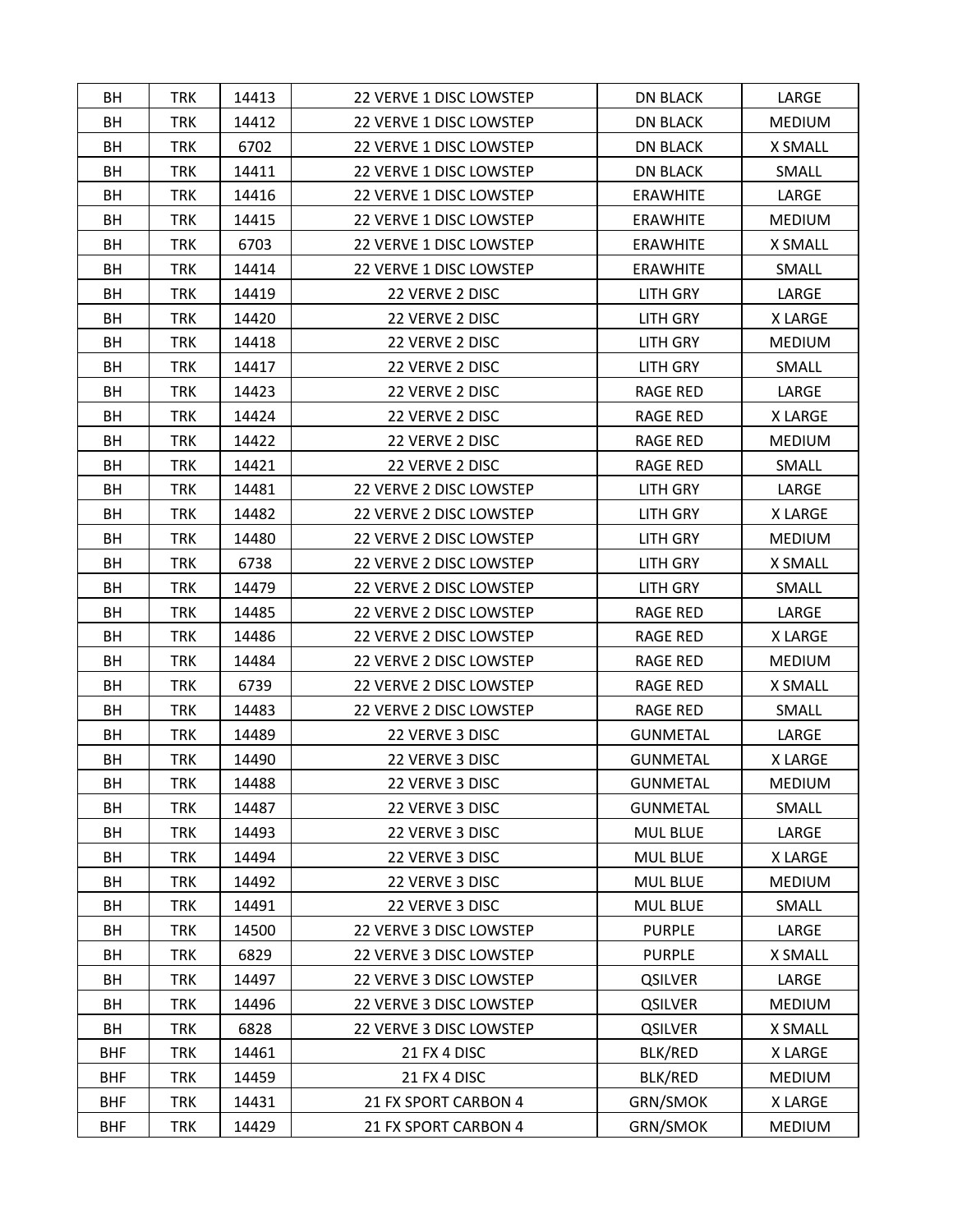| BH | TRK | 14413 | 22 VERVE 1 DISC LOWSTEP | DN BLACK | LARGE |
|---|---|---|---|---|---|
| BH | TRK | 14412 | 22 VERVE 1 DISC LOWSTEP | DN BLACK | MEDIUM |
| BH | TRK | 6702 | 22 VERVE 1 DISC LOWSTEP | DN BLACK | X SMALL |
| BH | TRK | 14411 | 22 VERVE 1 DISC LOWSTEP | DN BLACK | SMALL |
| BH | TRK | 14416 | 22 VERVE 1 DISC LOWSTEP | ERAWHITE | LARGE |
| BH | TRK | 14415 | 22 VERVE 1 DISC LOWSTEP | ERAWHITE | MEDIUM |
| BH | TRK | 6703 | 22 VERVE 1 DISC LOWSTEP | ERAWHITE | X SMALL |
| BH | TRK | 14414 | 22 VERVE 1 DISC LOWSTEP | ERAWHITE | SMALL |
| BH | TRK | 14419 | 22 VERVE 2 DISC | LITH GRY | LARGE |
| BH | TRK | 14420 | 22 VERVE 2 DISC | LITH GRY | X LARGE |
| BH | TRK | 14418 | 22 VERVE 2 DISC | LITH GRY | MEDIUM |
| BH | TRK | 14417 | 22 VERVE 2 DISC | LITH GRY | SMALL |
| BH | TRK | 14423 | 22 VERVE 2 DISC | RAGE RED | LARGE |
| BH | TRK | 14424 | 22 VERVE 2 DISC | RAGE RED | X LARGE |
| BH | TRK | 14422 | 22 VERVE 2 DISC | RAGE RED | MEDIUM |
| BH | TRK | 14421 | 22 VERVE 2 DISC | RAGE RED | SMALL |
| BH | TRK | 14481 | 22 VERVE 2 DISC LOWSTEP | LITH GRY | LARGE |
| BH | TRK | 14482 | 22 VERVE 2 DISC LOWSTEP | LITH GRY | X LARGE |
| BH | TRK | 14480 | 22 VERVE 2 DISC LOWSTEP | LITH GRY | MEDIUM |
| BH | TRK | 6738 | 22 VERVE 2 DISC LOWSTEP | LITH GRY | X SMALL |
| BH | TRK | 14479 | 22 VERVE 2 DISC LOWSTEP | LITH GRY | SMALL |
| BH | TRK | 14485 | 22 VERVE 2 DISC LOWSTEP | RAGE RED | LARGE |
| BH | TRK | 14486 | 22 VERVE 2 DISC LOWSTEP | RAGE RED | X LARGE |
| BH | TRK | 14484 | 22 VERVE 2 DISC LOWSTEP | RAGE RED | MEDIUM |
| BH | TRK | 6739 | 22 VERVE 2 DISC LOWSTEP | RAGE RED | X SMALL |
| BH | TRK | 14483 | 22 VERVE 2 DISC LOWSTEP | RAGE RED | SMALL |
| BH | TRK | 14489 | 22 VERVE 3 DISC | GUNMETAL | LARGE |
| BH | TRK | 14490 | 22 VERVE 3 DISC | GUNMETAL | X LARGE |
| BH | TRK | 14488 | 22 VERVE 3 DISC | GUNMETAL | MEDIUM |
| BH | TRK | 14487 | 22 VERVE 3 DISC | GUNMETAL | SMALL |
| BH | TRK | 14493 | 22 VERVE 3 DISC | MUL BLUE | LARGE |
| BH | TRK | 14494 | 22 VERVE 3 DISC | MUL BLUE | X LARGE |
| BH | TRK | 14492 | 22 VERVE 3 DISC | MUL BLUE | MEDIUM |
| BH | TRK | 14491 | 22 VERVE 3 DISC | MUL BLUE | SMALL |
| BH | TRK | 14500 | 22 VERVE 3 DISC LOWSTEP | PURPLE | LARGE |
| BH | TRK | 6829 | 22 VERVE 3 DISC LOWSTEP | PURPLE | X SMALL |
| BH | TRK | 14497 | 22 VERVE 3 DISC LOWSTEP | QSILVER | LARGE |
| BH | TRK | 14496 | 22 VERVE 3 DISC LOWSTEP | QSILVER | MEDIUM |
| BH | TRK | 6828 | 22 VERVE 3 DISC LOWSTEP | QSILVER | X SMALL |
| BHF | TRK | 14461 | 21 FX 4 DISC | BLK/RED | X LARGE |
| BHF | TRK | 14459 | 21 FX 4 DISC | BLK/RED | MEDIUM |
| BHF | TRK | 14431 | 21 FX SPORT CARBON 4 | GRN/SMOK | X LARGE |
| BHF | TRK | 14429 | 21 FX SPORT CARBON 4 | GRN/SMOK | MEDIUM |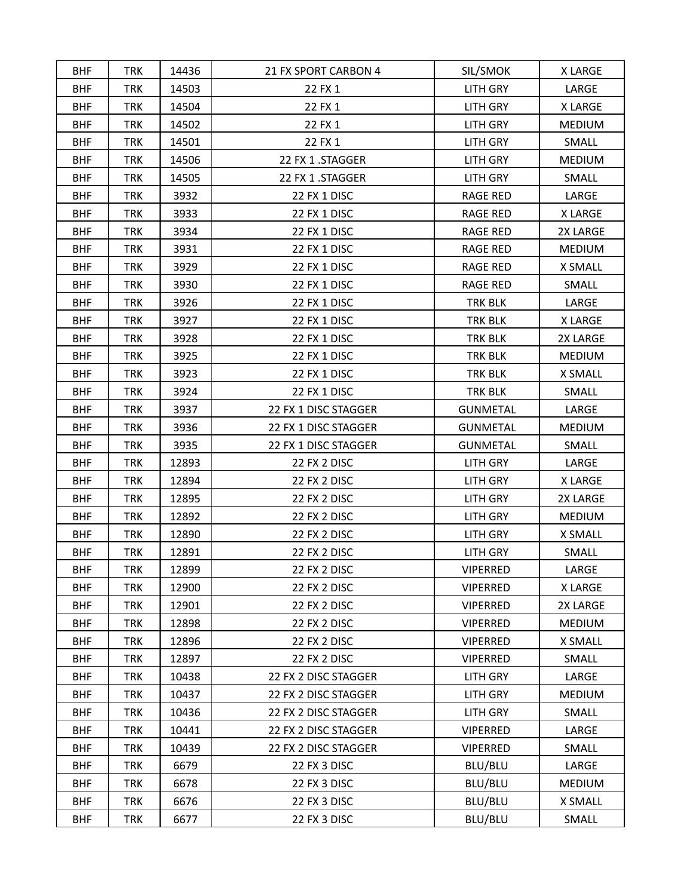| BHF | TRK | 14436 | 21 FX SPORT CARBON 4 | SIL/SMOK | X LARGE |
|---|---|---|---|---|---|
| BHF | TRK | 14503 | 22 FX 1 | LITH GRY | LARGE |
| BHF | TRK | 14504 | 22 FX 1 | LITH GRY | X LARGE |
| BHF | TRK | 14502 | 22 FX 1 | LITH GRY | MEDIUM |
| BHF | TRK | 14501 | 22 FX 1 | LITH GRY | SMALL |
| BHF | TRK | 14506 | 22 FX 1 .STAGGER | LITH GRY | MEDIUM |
| BHF | TRK | 14505 | 22 FX 1 .STAGGER | LITH GRY | SMALL |
| BHF | TRK | 3932 | 22 FX 1 DISC | RAGE RED | LARGE |
| BHF | TRK | 3933 | 22 FX 1 DISC | RAGE RED | X LARGE |
| BHF | TRK | 3934 | 22 FX 1 DISC | RAGE RED | 2X LARGE |
| BHF | TRK | 3931 | 22 FX 1 DISC | RAGE RED | MEDIUM |
| BHF | TRK | 3929 | 22 FX 1 DISC | RAGE RED | X SMALL |
| BHF | TRK | 3930 | 22 FX 1 DISC | RAGE RED | SMALL |
| BHF | TRK | 3926 | 22 FX 1 DISC | TRK BLK | LARGE |
| BHF | TRK | 3927 | 22 FX 1 DISC | TRK BLK | X LARGE |
| BHF | TRK | 3928 | 22 FX 1 DISC | TRK BLK | 2X LARGE |
| BHF | TRK | 3925 | 22 FX 1 DISC | TRK BLK | MEDIUM |
| BHF | TRK | 3923 | 22 FX 1 DISC | TRK BLK | X SMALL |
| BHF | TRK | 3924 | 22 FX 1 DISC | TRK BLK | SMALL |
| BHF | TRK | 3937 | 22 FX 1 DISC STAGGER | GUNMETAL | LARGE |
| BHF | TRK | 3936 | 22 FX 1 DISC STAGGER | GUNMETAL | MEDIUM |
| BHF | TRK | 3935 | 22 FX 1 DISC STAGGER | GUNMETAL | SMALL |
| BHF | TRK | 12893 | 22 FX 2 DISC | LITH GRY | LARGE |
| BHF | TRK | 12894 | 22 FX 2 DISC | LITH GRY | X LARGE |
| BHF | TRK | 12895 | 22 FX 2 DISC | LITH GRY | 2X LARGE |
| BHF | TRK | 12892 | 22 FX 2 DISC | LITH GRY | MEDIUM |
| BHF | TRK | 12890 | 22 FX 2 DISC | LITH GRY | X SMALL |
| BHF | TRK | 12891 | 22 FX 2 DISC | LITH GRY | SMALL |
| BHF | TRK | 12899 | 22 FX 2 DISC | VIPERRED | LARGE |
| BHF | TRK | 12900 | 22 FX 2 DISC | VIPERRED | X LARGE |
| BHF | TRK | 12901 | 22 FX 2 DISC | VIPERRED | 2X LARGE |
| BHF | TRK | 12898 | 22 FX 2 DISC | VIPERRED | MEDIUM |
| BHF | TRK | 12896 | 22 FX 2 DISC | VIPERRED | X SMALL |
| BHF | TRK | 12897 | 22 FX 2 DISC | VIPERRED | SMALL |
| BHF | TRK | 10438 | 22 FX 2 DISC STAGGER | LITH GRY | LARGE |
| BHF | TRK | 10437 | 22 FX 2 DISC STAGGER | LITH GRY | MEDIUM |
| BHF | TRK | 10436 | 22 FX 2 DISC STAGGER | LITH GRY | SMALL |
| BHF | TRK | 10441 | 22 FX 2 DISC STAGGER | VIPERRED | LARGE |
| BHF | TRK | 10439 | 22 FX 2 DISC STAGGER | VIPERRED | SMALL |
| BHF | TRK | 6679 | 22 FX 3 DISC | BLU/BLU | LARGE |
| BHF | TRK | 6678 | 22 FX 3 DISC | BLU/BLU | MEDIUM |
| BHF | TRK | 6676 | 22 FX 3 DISC | BLU/BLU | X SMALL |
| BHF | TRK | 6677 | 22 FX 3 DISC | BLU/BLU | SMALL |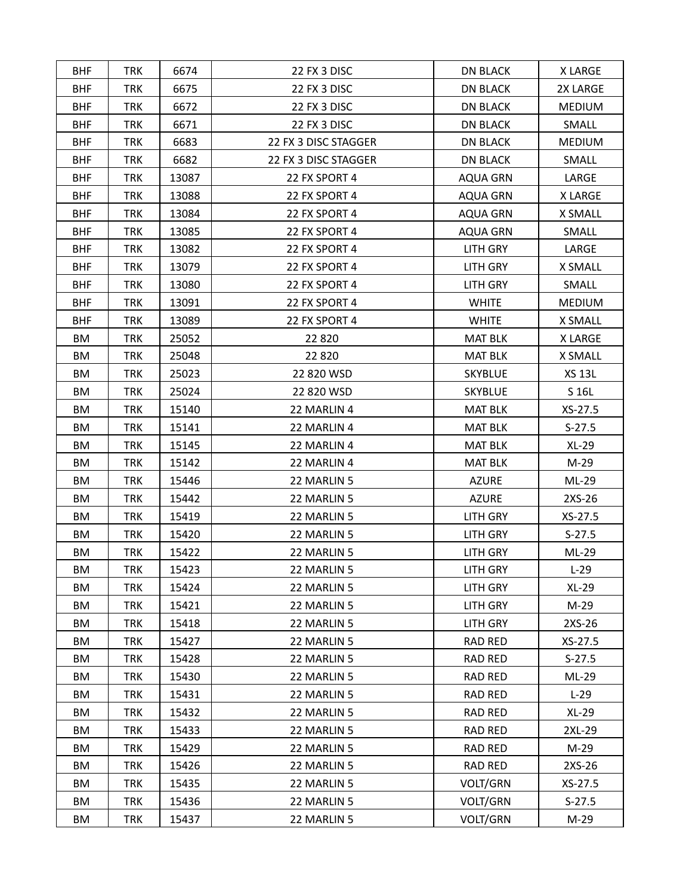| BHF | TRK | 6674 | 22 FX 3 DISC | DN BLACK | X LARGE |
|---|---|---|---|---|---|
| BHF | TRK | 6675 | 22 FX 3 DISC | DN BLACK | 2X LARGE |
| BHF | TRK | 6672 | 22 FX 3 DISC | DN BLACK | MEDIUM |
| BHF | TRK | 6671 | 22 FX 3 DISC | DN BLACK | SMALL |
| BHF | TRK | 6683 | 22 FX 3 DISC STAGGER | DN BLACK | MEDIUM |
| BHF | TRK | 6682 | 22 FX 3 DISC STAGGER | DN BLACK | SMALL |
| BHF | TRK | 13087 | 22 FX SPORT 4 | AQUA GRN | LARGE |
| BHF | TRK | 13088 | 22 FX SPORT 4 | AQUA GRN | X LARGE |
| BHF | TRK | 13084 | 22 FX SPORT 4 | AQUA GRN | X SMALL |
| BHF | TRK | 13085 | 22 FX SPORT 4 | AQUA GRN | SMALL |
| BHF | TRK | 13082 | 22 FX SPORT 4 | LITH GRY | LARGE |
| BHF | TRK | 13079 | 22 FX SPORT 4 | LITH GRY | X SMALL |
| BHF | TRK | 13080 | 22 FX SPORT 4 | LITH GRY | SMALL |
| BHF | TRK | 13091 | 22 FX SPORT 4 | WHITE | MEDIUM |
| BHF | TRK | 13089 | 22 FX SPORT 4 | WHITE | X SMALL |
| BM | TRK | 25052 | 22 820 | MAT BLK | X LARGE |
| BM | TRK | 25048 | 22 820 | MAT BLK | X SMALL |
| BM | TRK | 25023 | 22 820 WSD | SKYBLUE | XS 13L |
| BM | TRK | 25024 | 22 820 WSD | SKYBLUE | S 16L |
| BM | TRK | 15140 | 22 MARLIN 4 | MAT BLK | XS-27.5 |
| BM | TRK | 15141 | 22 MARLIN 4 | MAT BLK | S-27.5 |
| BM | TRK | 15145 | 22 MARLIN 4 | MAT BLK | XL-29 |
| BM | TRK | 15142 | 22 MARLIN 4 | MAT BLK | M-29 |
| BM | TRK | 15446 | 22 MARLIN 5 | AZURE | ML-29 |
| BM | TRK | 15442 | 22 MARLIN 5 | AZURE | 2XS-26 |
| BM | TRK | 15419 | 22 MARLIN 5 | LITH GRY | XS-27.5 |
| BM | TRK | 15420 | 22 MARLIN 5 | LITH GRY | S-27.5 |
| BM | TRK | 15422 | 22 MARLIN 5 | LITH GRY | ML-29 |
| BM | TRK | 15423 | 22 MARLIN 5 | LITH GRY | L-29 |
| BM | TRK | 15424 | 22 MARLIN 5 | LITH GRY | XL-29 |
| BM | TRK | 15421 | 22 MARLIN 5 | LITH GRY | M-29 |
| BM | TRK | 15418 | 22 MARLIN 5 | LITH GRY | 2XS-26 |
| BM | TRK | 15427 | 22 MARLIN 5 | RAD RED | XS-27.5 |
| BM | TRK | 15428 | 22 MARLIN 5 | RAD RED | S-27.5 |
| BM | TRK | 15430 | 22 MARLIN 5 | RAD RED | ML-29 |
| BM | TRK | 15431 | 22 MARLIN 5 | RAD RED | L-29 |
| BM | TRK | 15432 | 22 MARLIN 5 | RAD RED | XL-29 |
| BM | TRK | 15433 | 22 MARLIN 5 | RAD RED | 2XL-29 |
| BM | TRK | 15429 | 22 MARLIN 5 | RAD RED | M-29 |
| BM | TRK | 15426 | 22 MARLIN 5 | RAD RED | 2XS-26 |
| BM | TRK | 15435 | 22 MARLIN 5 | VOLT/GRN | XS-27.5 |
| BM | TRK | 15436 | 22 MARLIN 5 | VOLT/GRN | S-27.5 |
| BM | TRK | 15437 | 22 MARLIN 5 | VOLT/GRN | M-29 |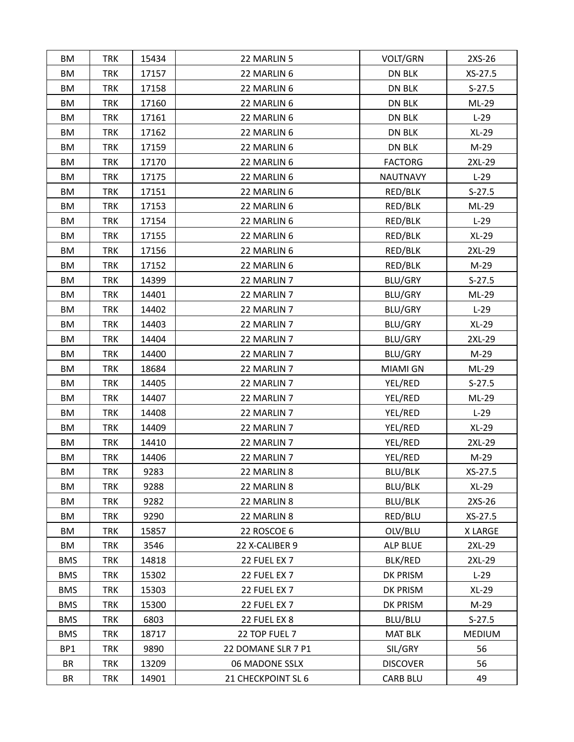| BM | TRK | 15434 | 22 MARLIN 5 | VOLT/GRN | 2XS-26 |
|---|---|---|---|---|---|
| BM | TRK | 17157 | 22 MARLIN 6 | DN BLK | XS-27.5 |
| BM | TRK | 17158 | 22 MARLIN 6 | DN BLK | S-27.5 |
| BM | TRK | 17160 | 22 MARLIN 6 | DN BLK | ML-29 |
| BM | TRK | 17161 | 22 MARLIN 6 | DN BLK | L-29 |
| BM | TRK | 17162 | 22 MARLIN 6 | DN BLK | XL-29 |
| BM | TRK | 17159 | 22 MARLIN 6 | DN BLK | M-29 |
| BM | TRK | 17170 | 22 MARLIN 6 | FACTORG | 2XL-29 |
| BM | TRK | 17175 | 22 MARLIN 6 | NAUTNAVY | L-29 |
| BM | TRK | 17151 | 22 MARLIN 6 | RED/BLK | S-27.5 |
| BM | TRK | 17153 | 22 MARLIN 6 | RED/BLK | ML-29 |
| BM | TRK | 17154 | 22 MARLIN 6 | RED/BLK | L-29 |
| BM | TRK | 17155 | 22 MARLIN 6 | RED/BLK | XL-29 |
| BM | TRK | 17156 | 22 MARLIN 6 | RED/BLK | 2XL-29 |
| BM | TRK | 17152 | 22 MARLIN 6 | RED/BLK | M-29 |
| BM | TRK | 14399 | 22 MARLIN 7 | BLU/GRY | S-27.5 |
| BM | TRK | 14401 | 22 MARLIN 7 | BLU/GRY | ML-29 |
| BM | TRK | 14402 | 22 MARLIN 7 | BLU/GRY | L-29 |
| BM | TRK | 14403 | 22 MARLIN 7 | BLU/GRY | XL-29 |
| BM | TRK | 14404 | 22 MARLIN 7 | BLU/GRY | 2XL-29 |
| BM | TRK | 14400 | 22 MARLIN 7 | BLU/GRY | M-29 |
| BM | TRK | 18684 | 22 MARLIN 7 | MIAMI GN | ML-29 |
| BM | TRK | 14405 | 22 MARLIN 7 | YEL/RED | S-27.5 |
| BM | TRK | 14407 | 22 MARLIN 7 | YEL/RED | ML-29 |
| BM | TRK | 14408 | 22 MARLIN 7 | YEL/RED | L-29 |
| BM | TRK | 14409 | 22 MARLIN 7 | YEL/RED | XL-29 |
| BM | TRK | 14410 | 22 MARLIN 7 | YEL/RED | 2XL-29 |
| BM | TRK | 14406 | 22 MARLIN 7 | YEL/RED | M-29 |
| BM | TRK | 9283 | 22 MARLIN 8 | BLU/BLK | XS-27.5 |
| BM | TRK | 9288 | 22 MARLIN 8 | BLU/BLK | XL-29 |
| BM | TRK | 9282 | 22 MARLIN 8 | BLU/BLK | 2XS-26 |
| BM | TRK | 9290 | 22 MARLIN 8 | RED/BLU | XS-27.5 |
| BM | TRK | 15857 | 22 ROSCOE 6 | OLV/BLU | X LARGE |
| BM | TRK | 3546 | 22 X-CALIBER 9 | ALP BLUE | 2XL-29 |
| BMS | TRK | 14818 | 22 FUEL EX 7 | BLK/RED | 2XL-29 |
| BMS | TRK | 15302 | 22 FUEL EX 7 | DK PRISM | L-29 |
| BMS | TRK | 15303 | 22 FUEL EX 7 | DK PRISM | XL-29 |
| BMS | TRK | 15300 | 22 FUEL EX 7 | DK PRISM | M-29 |
| BMS | TRK | 6803 | 22 FUEL EX 8 | BLU/BLU | S-27.5 |
| BMS | TRK | 18717 | 22 TOP FUEL 7 | MAT BLK | MEDIUM |
| BP1 | TRK | 9890 | 22 DOMANE SLR 7 P1 | SIL/GRY | 56 |
| BR | TRK | 13209 | 06 MADONE SSLX | DISCOVER | 56 |
| BR | TRK | 14901 | 21 CHECKPOINT SL 6 | CARB BLU | 49 |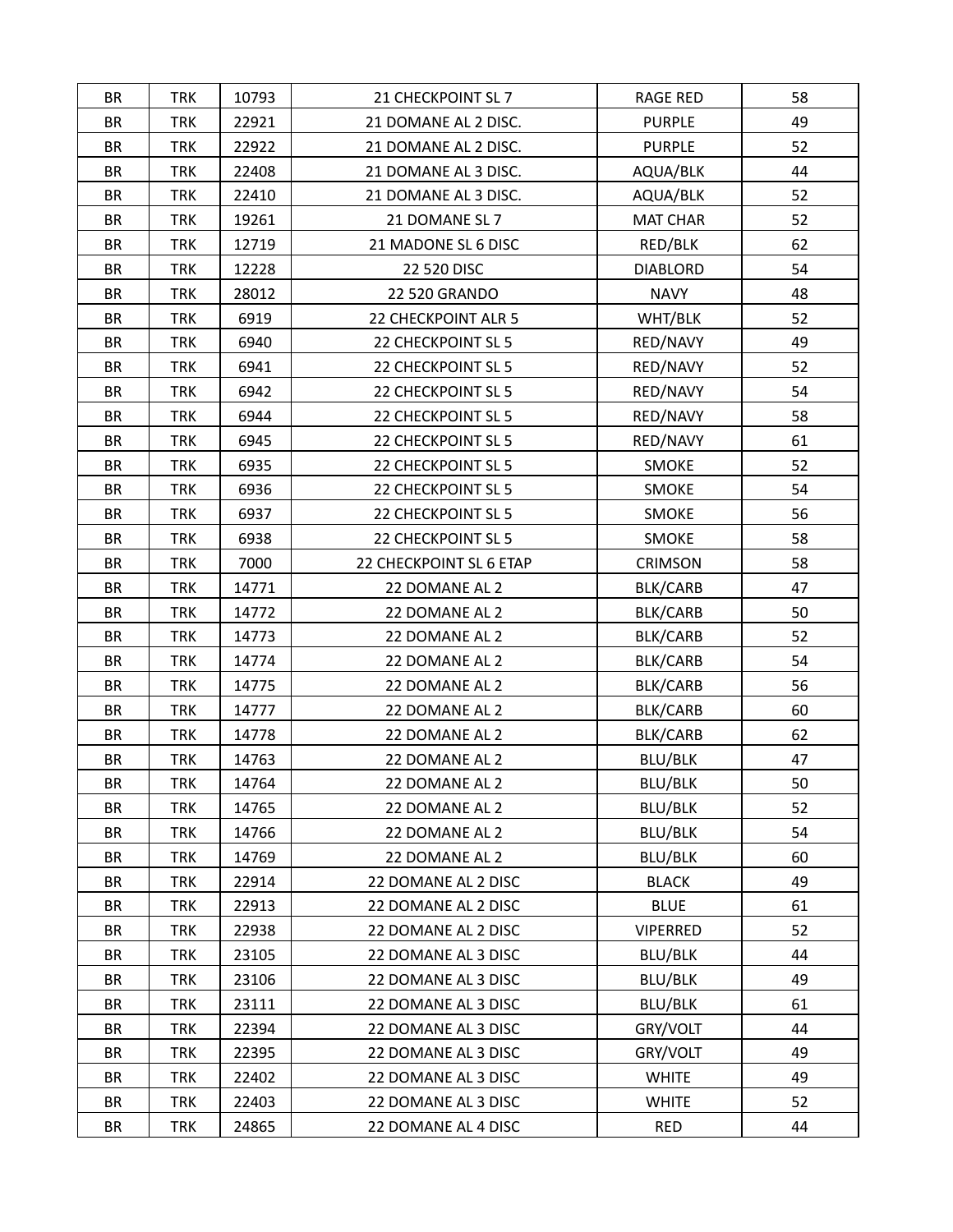| BR | TRK | 10793 | 21 CHECKPOINT SL 7 | RAGE RED | 58 |
|---|---|---|---|---|---|
| BR | TRK | 22921 | 21 DOMANE AL 2 DISC. | PURPLE | 49 |
| BR | TRK | 22922 | 21 DOMANE AL 2 DISC. | PURPLE | 52 |
| BR | TRK | 22408 | 21 DOMANE AL 3 DISC. | AQUA/BLK | 44 |
| BR | TRK | 22410 | 21 DOMANE AL 3 DISC. | AQUA/BLK | 52 |
| BR | TRK | 19261 | 21 DOMANE SL 7 | MAT CHAR | 52 |
| BR | TRK | 12719 | 21 MADONE SL 6 DISC | RED/BLK | 62 |
| BR | TRK | 12228 | 22 520 DISC | DIABLORD | 54 |
| BR | TRK | 28012 | 22 520 GRANDO | NAVY | 48 |
| BR | TRK | 6919 | 22 CHECKPOINT ALR 5 | WHT/BLK | 52 |
| BR | TRK | 6940 | 22 CHECKPOINT SL 5 | RED/NAVY | 49 |
| BR | TRK | 6941 | 22 CHECKPOINT SL 5 | RED/NAVY | 52 |
| BR | TRK | 6942 | 22 CHECKPOINT SL 5 | RED/NAVY | 54 |
| BR | TRK | 6944 | 22 CHECKPOINT SL 5 | RED/NAVY | 58 |
| BR | TRK | 6945 | 22 CHECKPOINT SL 5 | RED/NAVY | 61 |
| BR | TRK | 6935 | 22 CHECKPOINT SL 5 | SMOKE | 52 |
| BR | TRK | 6936 | 22 CHECKPOINT SL 5 | SMOKE | 54 |
| BR | TRK | 6937 | 22 CHECKPOINT SL 5 | SMOKE | 56 |
| BR | TRK | 6938 | 22 CHECKPOINT SL 5 | SMOKE | 58 |
| BR | TRK | 7000 | 22 CHECKPOINT SL 6 ETAP | CRIMSON | 58 |
| BR | TRK | 14771 | 22 DOMANE AL 2 | BLK/CARB | 47 |
| BR | TRK | 14772 | 22 DOMANE AL 2 | BLK/CARB | 50 |
| BR | TRK | 14773 | 22 DOMANE AL 2 | BLK/CARB | 52 |
| BR | TRK | 14774 | 22 DOMANE AL 2 | BLK/CARB | 54 |
| BR | TRK | 14775 | 22 DOMANE AL 2 | BLK/CARB | 56 |
| BR | TRK | 14777 | 22 DOMANE AL 2 | BLK/CARB | 60 |
| BR | TRK | 14778 | 22 DOMANE AL 2 | BLK/CARB | 62 |
| BR | TRK | 14763 | 22 DOMANE AL 2 | BLU/BLK | 47 |
| BR | TRK | 14764 | 22 DOMANE AL 2 | BLU/BLK | 50 |
| BR | TRK | 14765 | 22 DOMANE AL 2 | BLU/BLK | 52 |
| BR | TRK | 14766 | 22 DOMANE AL 2 | BLU/BLK | 54 |
| BR | TRK | 14769 | 22 DOMANE AL 2 | BLU/BLK | 60 |
| BR | TRK | 22914 | 22 DOMANE AL 2 DISC | BLACK | 49 |
| BR | TRK | 22913 | 22 DOMANE AL 2 DISC | BLUE | 61 |
| BR | TRK | 22938 | 22 DOMANE AL 2 DISC | VIPERRED | 52 |
| BR | TRK | 23105 | 22 DOMANE AL 3 DISC | BLU/BLK | 44 |
| BR | TRK | 23106 | 22 DOMANE AL 3 DISC | BLU/BLK | 49 |
| BR | TRK | 23111 | 22 DOMANE AL 3 DISC | BLU/BLK | 61 |
| BR | TRK | 22394 | 22 DOMANE AL 3 DISC | GRY/VOLT | 44 |
| BR | TRK | 22395 | 22 DOMANE AL 3 DISC | GRY/VOLT | 49 |
| BR | TRK | 22402 | 22 DOMANE AL 3 DISC | WHITE | 49 |
| BR | TRK | 22403 | 22 DOMANE AL 3 DISC | WHITE | 52 |
| BR | TRK | 24865 | 22 DOMANE AL 4 DISC | RED | 44 |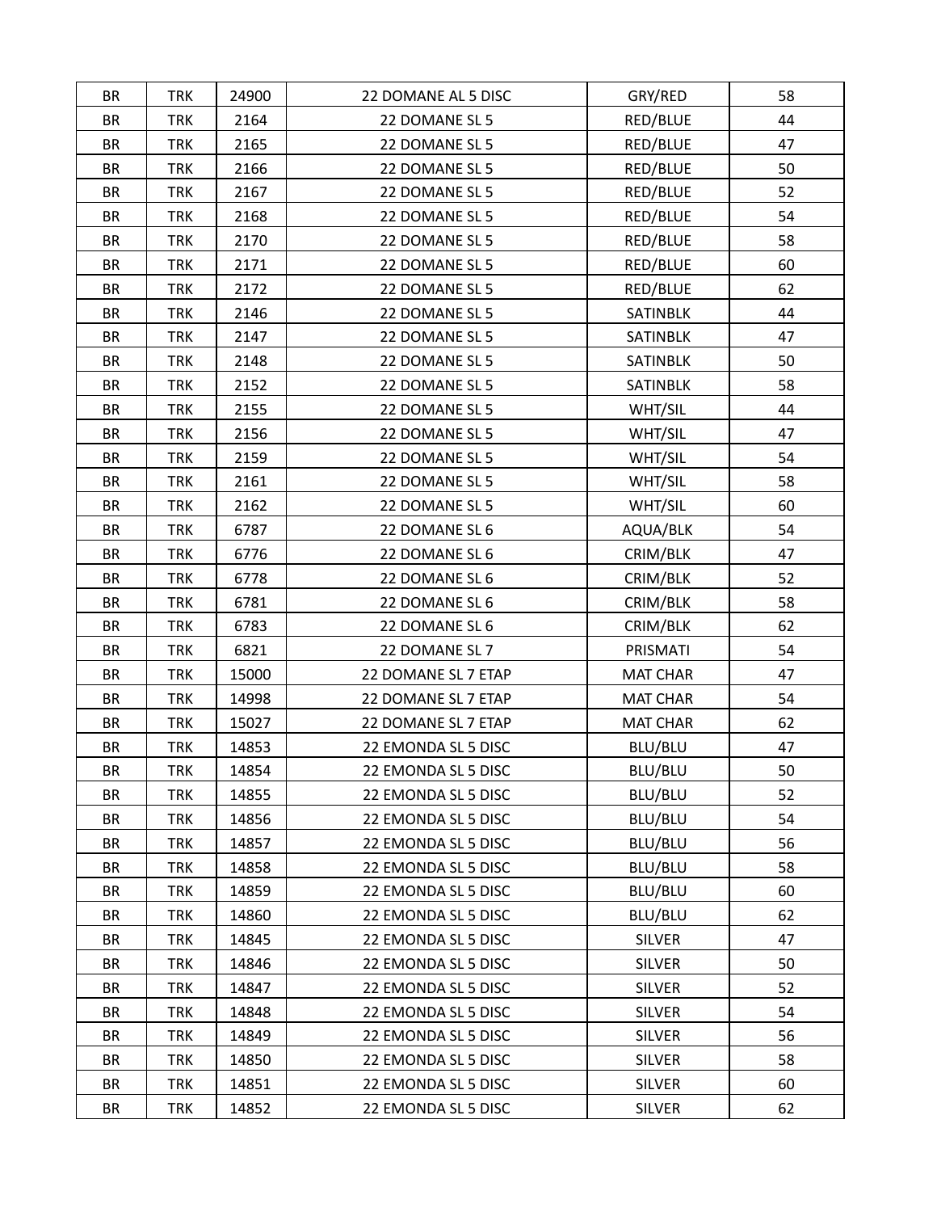| BR | TRK | 24900 | 22 DOMANE AL 5 DISC | GRY/RED | 58 |
|---|---|---|---|---|---|
| BR | TRK | 2164 | 22 DOMANE SL 5 | RED/BLUE | 44 |
| BR | TRK | 2165 | 22 DOMANE SL 5 | RED/BLUE | 47 |
| BR | TRK | 2166 | 22 DOMANE SL 5 | RED/BLUE | 50 |
| BR | TRK | 2167 | 22 DOMANE SL 5 | RED/BLUE | 52 |
| BR | TRK | 2168 | 22 DOMANE SL 5 | RED/BLUE | 54 |
| BR | TRK | 2170 | 22 DOMANE SL 5 | RED/BLUE | 58 |
| BR | TRK | 2171 | 22 DOMANE SL 5 | RED/BLUE | 60 |
| BR | TRK | 2172 | 22 DOMANE SL 5 | RED/BLUE | 62 |
| BR | TRK | 2146 | 22 DOMANE SL 5 | SATINBLK | 44 |
| BR | TRK | 2147 | 22 DOMANE SL 5 | SATINBLK | 47 |
| BR | TRK | 2148 | 22 DOMANE SL 5 | SATINBLK | 50 |
| BR | TRK | 2152 | 22 DOMANE SL 5 | SATINBLK | 58 |
| BR | TRK | 2155 | 22 DOMANE SL 5 | WHT/SIL | 44 |
| BR | TRK | 2156 | 22 DOMANE SL 5 | WHT/SIL | 47 |
| BR | TRK | 2159 | 22 DOMANE SL 5 | WHT/SIL | 54 |
| BR | TRK | 2161 | 22 DOMANE SL 5 | WHT/SIL | 58 |
| BR | TRK | 2162 | 22 DOMANE SL 5 | WHT/SIL | 60 |
| BR | TRK | 6787 | 22 DOMANE SL 6 | AQUA/BLK | 54 |
| BR | TRK | 6776 | 22 DOMANE SL 6 | CRIM/BLK | 47 |
| BR | TRK | 6778 | 22 DOMANE SL 6 | CRIM/BLK | 52 |
| BR | TRK | 6781 | 22 DOMANE SL 6 | CRIM/BLK | 58 |
| BR | TRK | 6783 | 22 DOMANE SL 6 | CRIM/BLK | 62 |
| BR | TRK | 6821 | 22 DOMANE SL 7 | PRISMATI | 54 |
| BR | TRK | 15000 | 22 DOMANE SL 7 ETAP | MAT CHAR | 47 |
| BR | TRK | 14998 | 22 DOMANE SL 7 ETAP | MAT CHAR | 54 |
| BR | TRK | 15027 | 22 DOMANE SL 7 ETAP | MAT CHAR | 62 |
| BR | TRK | 14853 | 22 EMONDA SL 5 DISC | BLU/BLU | 47 |
| BR | TRK | 14854 | 22 EMONDA SL 5 DISC | BLU/BLU | 50 |
| BR | TRK | 14855 | 22 EMONDA SL 5 DISC | BLU/BLU | 52 |
| BR | TRK | 14856 | 22 EMONDA SL 5 DISC | BLU/BLU | 54 |
| BR | TRK | 14857 | 22 EMONDA SL 5 DISC | BLU/BLU | 56 |
| BR | TRK | 14858 | 22 EMONDA SL 5 DISC | BLU/BLU | 58 |
| BR | TRK | 14859 | 22 EMONDA SL 5 DISC | BLU/BLU | 60 |
| BR | TRK | 14860 | 22 EMONDA SL 5 DISC | BLU/BLU | 62 |
| BR | TRK | 14845 | 22 EMONDA SL 5 DISC | SILVER | 47 |
| BR | TRK | 14846 | 22 EMONDA SL 5 DISC | SILVER | 50 |
| BR | TRK | 14847 | 22 EMONDA SL 5 DISC | SILVER | 52 |
| BR | TRK | 14848 | 22 EMONDA SL 5 DISC | SILVER | 54 |
| BR | TRK | 14849 | 22 EMONDA SL 5 DISC | SILVER | 56 |
| BR | TRK | 14850 | 22 EMONDA SL 5 DISC | SILVER | 58 |
| BR | TRK | 14851 | 22 EMONDA SL 5 DISC | SILVER | 60 |
| BR | TRK | 14852 | 22 EMONDA SL 5 DISC | SILVER | 62 |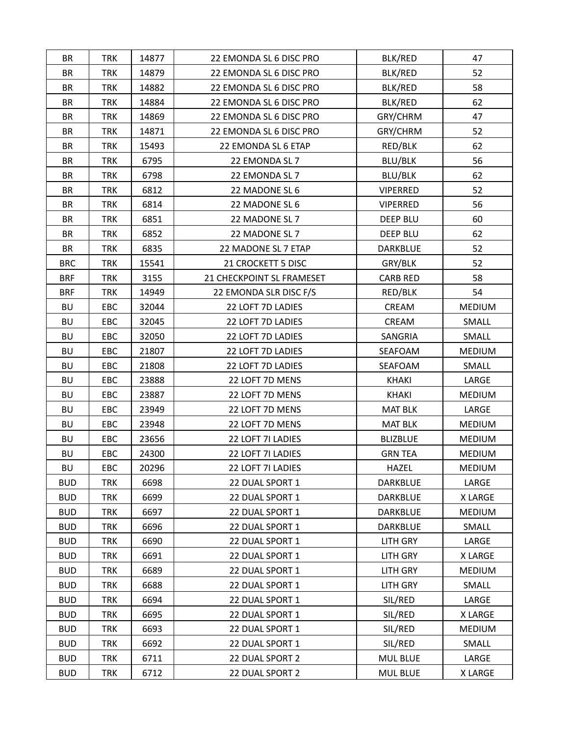| BR | TRK | 14877 | 22 EMONDA SL 6 DISC PRO | BLK/RED | 47 |
|---|---|---|---|---|---|
| BR | TRK | 14879 | 22 EMONDA SL 6 DISC PRO | BLK/RED | 52 |
| BR | TRK | 14882 | 22 EMONDA SL 6 DISC PRO | BLK/RED | 58 |
| BR | TRK | 14884 | 22 EMONDA SL 6 DISC PRO | BLK/RED | 62 |
| BR | TRK | 14869 | 22 EMONDA SL 6 DISC PRO | GRY/CHRM | 47 |
| BR | TRK | 14871 | 22 EMONDA SL 6 DISC PRO | GRY/CHRM | 52 |
| BR | TRK | 15493 | 22 EMONDA SL 6 ETAP | RED/BLK | 62 |
| BR | TRK | 6795 | 22 EMONDA SL 7 | BLU/BLK | 56 |
| BR | TRK | 6798 | 22 EMONDA SL 7 | BLU/BLK | 62 |
| BR | TRK | 6812 | 22 MADONE SL 6 | VIPERRED | 52 |
| BR | TRK | 6814 | 22 MADONE SL 6 | VIPERRED | 56 |
| BR | TRK | 6851 | 22 MADONE SL 7 | DEEP BLU | 60 |
| BR | TRK | 6852 | 22 MADONE SL 7 | DEEP BLU | 62 |
| BR | TRK | 6835 | 22 MADONE SL 7 ETAP | DARKBLUE | 52 |
| BRC | TRK | 15541 | 21 CROCKETT 5 DISC | GRY/BLK | 52 |
| BRF | TRK | 3155 | 21 CHECKPOINT SL FRAMESET | CARB RED | 58 |
| BRF | TRK | 14949 | 22 EMONDA SLR DISC F/S | RED/BLK | 54 |
| BU | EBC | 32044 | 22 LOFT 7D LADIES | CREAM | MEDIUM |
| BU | EBC | 32045 | 22 LOFT 7D LADIES | CREAM | SMALL |
| BU | EBC | 32050 | 22 LOFT 7D LADIES | SANGRIA | SMALL |
| BU | EBC | 21807 | 22 LOFT 7D LADIES | SEAFOAM | MEDIUM |
| BU | EBC | 21808 | 22 LOFT 7D LADIES | SEAFOAM | SMALL |
| BU | EBC | 23888 | 22 LOFT 7D MENS | KHAKI | LARGE |
| BU | EBC | 23887 | 22 LOFT 7D MENS | KHAKI | MEDIUM |
| BU | EBC | 23949 | 22 LOFT 7D MENS | MAT BLK | LARGE |
| BU | EBC | 23948 | 22 LOFT 7D MENS | MAT BLK | MEDIUM |
| BU | EBC | 23656 | 22 LOFT 7I LADIES | BLIZBLUE | MEDIUM |
| BU | EBC | 24300 | 22 LOFT 7I LADIES | GRN TEA | MEDIUM |
| BU | EBC | 20296 | 22 LOFT 7I LADIES | HAZEL | MEDIUM |
| BUD | TRK | 6698 | 22 DUAL SPORT 1 | DARKBLUE | LARGE |
| BUD | TRK | 6699 | 22 DUAL SPORT 1 | DARKBLUE | X LARGE |
| BUD | TRK | 6697 | 22 DUAL SPORT 1 | DARKBLUE | MEDIUM |
| BUD | TRK | 6696 | 22 DUAL SPORT 1 | DARKBLUE | SMALL |
| BUD | TRK | 6690 | 22 DUAL SPORT 1 | LITH GRY | LARGE |
| BUD | TRK | 6691 | 22 DUAL SPORT 1 | LITH GRY | X LARGE |
| BUD | TRK | 6689 | 22 DUAL SPORT 1 | LITH GRY | MEDIUM |
| BUD | TRK | 6688 | 22 DUAL SPORT 1 | LITH GRY | SMALL |
| BUD | TRK | 6694 | 22 DUAL SPORT 1 | SIL/RED | LARGE |
| BUD | TRK | 6695 | 22 DUAL SPORT 1 | SIL/RED | X LARGE |
| BUD | TRK | 6693 | 22 DUAL SPORT 1 | SIL/RED | MEDIUM |
| BUD | TRK | 6692 | 22 DUAL SPORT 1 | SIL/RED | SMALL |
| BUD | TRK | 6711 | 22 DUAL SPORT 2 | MUL BLUE | LARGE |
| BUD | TRK | 6712 | 22 DUAL SPORT 2 | MUL BLUE | X LARGE |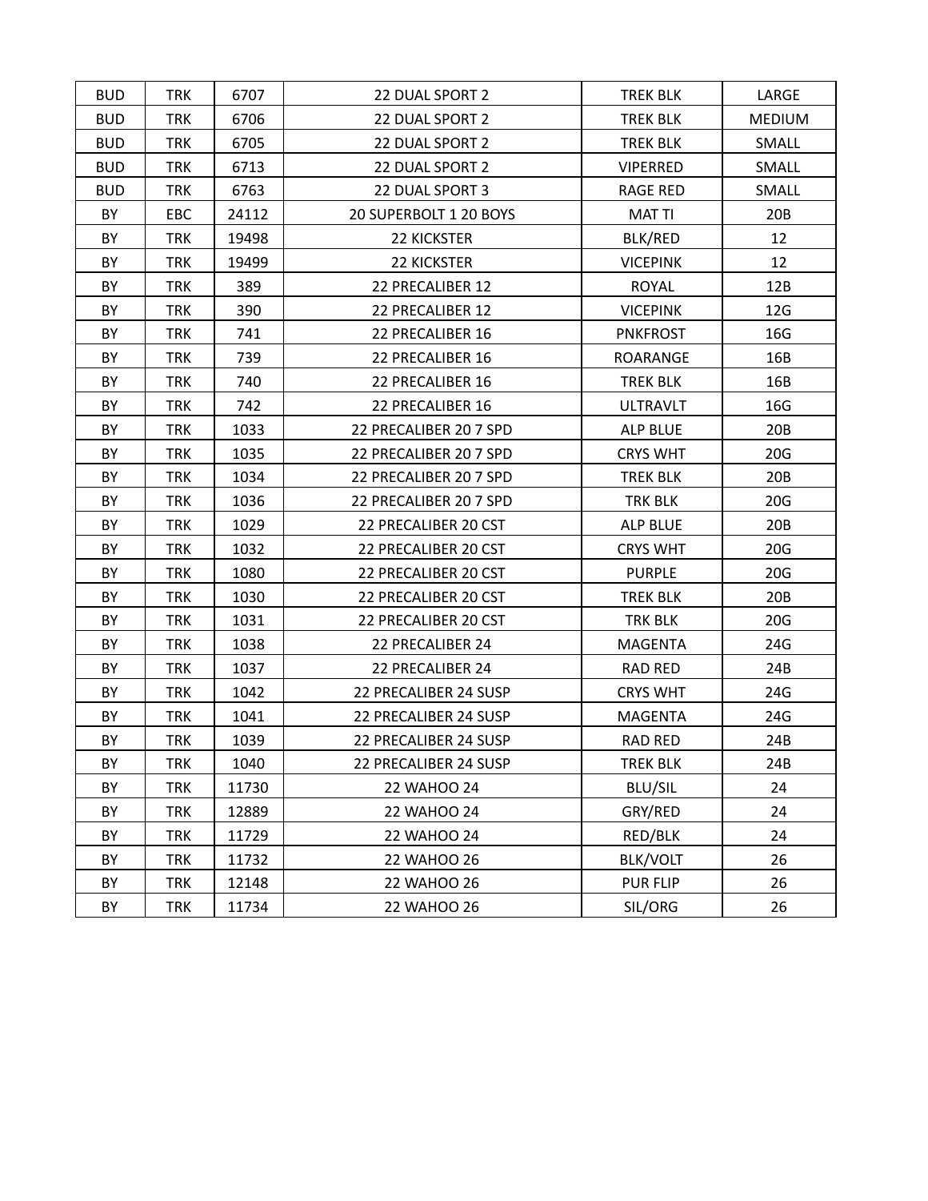| BUD | TRK | 6707 | 22 DUAL SPORT 2 | TREK BLK | LARGE |
|---|---|---|---|---|---|
| BUD | TRK | 6706 | 22 DUAL SPORT 2 | TREK BLK | MEDIUM |
| BUD | TRK | 6705 | 22 DUAL SPORT 2 | TREK BLK | SMALL |
| BUD | TRK | 6713 | 22 DUAL SPORT 2 | VIPERRED | SMALL |
| BUD | TRK | 6763 | 22 DUAL SPORT 3 | RAGE RED | SMALL |
| BY | EBC | 24112 | 20 SUPERBOLT 1 20 BOYS | MAT TI | 20B |
| BY | TRK | 19498 | 22 KICKSTER | BLK/RED | 12 |
| BY | TRK | 19499 | 22 KICKSTER | VICEPINK | 12 |
| BY | TRK | 389 | 22 PRECALIBER 12 | ROYAL | 12B |
| BY | TRK | 390 | 22 PRECALIBER 12 | VICEPINK | 12G |
| BY | TRK | 741 | 22 PRECALIBER 16 | PNKFROST | 16G |
| BY | TRK | 739 | 22 PRECALIBER 16 | ROARANGE | 16B |
| BY | TRK | 740 | 22 PRECALIBER 16 | TREK BLK | 16B |
| BY | TRK | 742 | 22 PRECALIBER 16 | ULTRAVLT | 16G |
| BY | TRK | 1033 | 22 PRECALIBER 20 7 SPD | ALP BLUE | 20B |
| BY | TRK | 1035 | 22 PRECALIBER 20 7 SPD | CRYS WHT | 20G |
| BY | TRK | 1034 | 22 PRECALIBER 20 7 SPD | TREK BLK | 20B |
| BY | TRK | 1036 | 22 PRECALIBER 20 7 SPD | TRK BLK | 20G |
| BY | TRK | 1029 | 22 PRECALIBER 20 CST | ALP BLUE | 20B |
| BY | TRK | 1032 | 22 PRECALIBER 20 CST | CRYS WHT | 20G |
| BY | TRK | 1080 | 22 PRECALIBER 20 CST | PURPLE | 20G |
| BY | TRK | 1030 | 22 PRECALIBER 20 CST | TREK BLK | 20B |
| BY | TRK | 1031 | 22 PRECALIBER 20 CST | TRK BLK | 20G |
| BY | TRK | 1038 | 22 PRECALIBER 24 | MAGENTA | 24G |
| BY | TRK | 1037 | 22 PRECALIBER 24 | RAD RED | 24B |
| BY | TRK | 1042 | 22 PRECALIBER 24 SUSP | CRYS WHT | 24G |
| BY | TRK | 1041 | 22 PRECALIBER 24 SUSP | MAGENTA | 24G |
| BY | TRK | 1039 | 22 PRECALIBER 24 SUSP | RAD RED | 24B |
| BY | TRK | 1040 | 22 PRECALIBER 24 SUSP | TREK BLK | 24B |
| BY | TRK | 11730 | 22 WAHOO 24 | BLU/SIL | 24 |
| BY | TRK | 12889 | 22 WAHOO 24 | GRY/RED | 24 |
| BY | TRK | 11729 | 22 WAHOO 24 | RED/BLK | 24 |
| BY | TRK | 11732 | 22 WAHOO 26 | BLK/VOLT | 26 |
| BY | TRK | 12148 | 22 WAHOO 26 | PUR FLIP | 26 |
| BY | TRK | 11734 | 22 WAHOO 26 | SIL/ORG | 26 |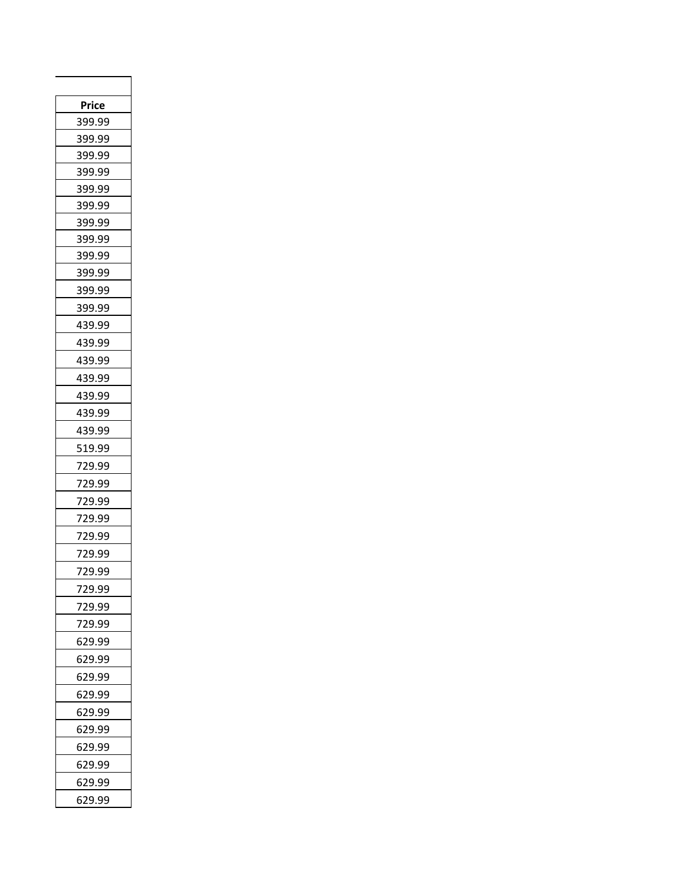| Price |
| --- |
| 399.99 |
| 399.99 |
| 399.99 |
| 399.99 |
| 399.99 |
| 399.99 |
| 399.99 |
| 399.99 |
| 399.99 |
| 399.99 |
| 399.99 |
| 399.99 |
| 439.99 |
| 439.99 |
| 439.99 |
| 439.99 |
| 439.99 |
| 439.99 |
| 439.99 |
| 519.99 |
| 729.99 |
| 729.99 |
| 729.99 |
| 729.99 |
| 729.99 |
| 729.99 |
| 729.99 |
| 729.99 |
| 729.99 |
| 729.99 |
| 629.99 |
| 629.99 |
| 629.99 |
| 629.99 |
| 629.99 |
| 629.99 |
| 629.99 |
| 629.99 |
| 629.99 |
| 629.99 |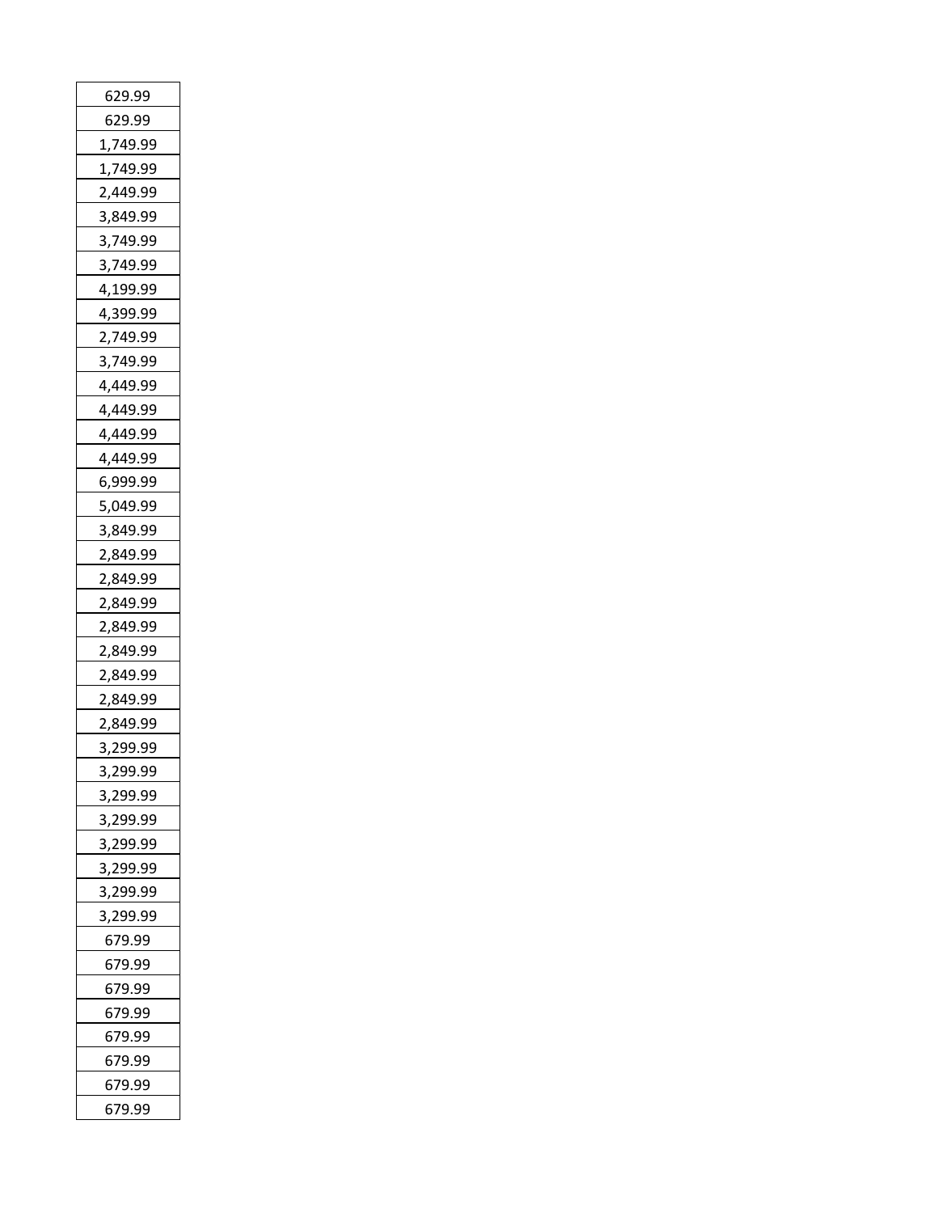| 629.99 |
| --- |
| 629.99 |
| 1,749.99 |
| 1,749.99 |
| 2,449.99 |
| 3,849.99 |
| 3,749.99 |
| 3,749.99 |
| 4,199.99 |
| 4,399.99 |
| 2,749.99 |
| 3,749.99 |
| 4,449.99 |
| 4,449.99 |
| 4,449.99 |
| 4,449.99 |
| 6,999.99 |
| 5,049.99 |
| 3,849.99 |
| 2,849.99 |
| 2,849.99 |
| 2,849.99 |
| 2,849.99 |
| 2,849.99 |
| 2,849.99 |
| 2,849.99 |
| 2,849.99 |
| 3,299.99 |
| 3,299.99 |
| 3,299.99 |
| 3,299.99 |
| 3,299.99 |
| 3,299.99 |
| 3,299.99 |
| 3,299.99 |
| 679.99 |
| 679.99 |
| 679.99 |
| 679.99 |
| 679.99 |
| 679.99 |
| 679.99 |
| 679.99 |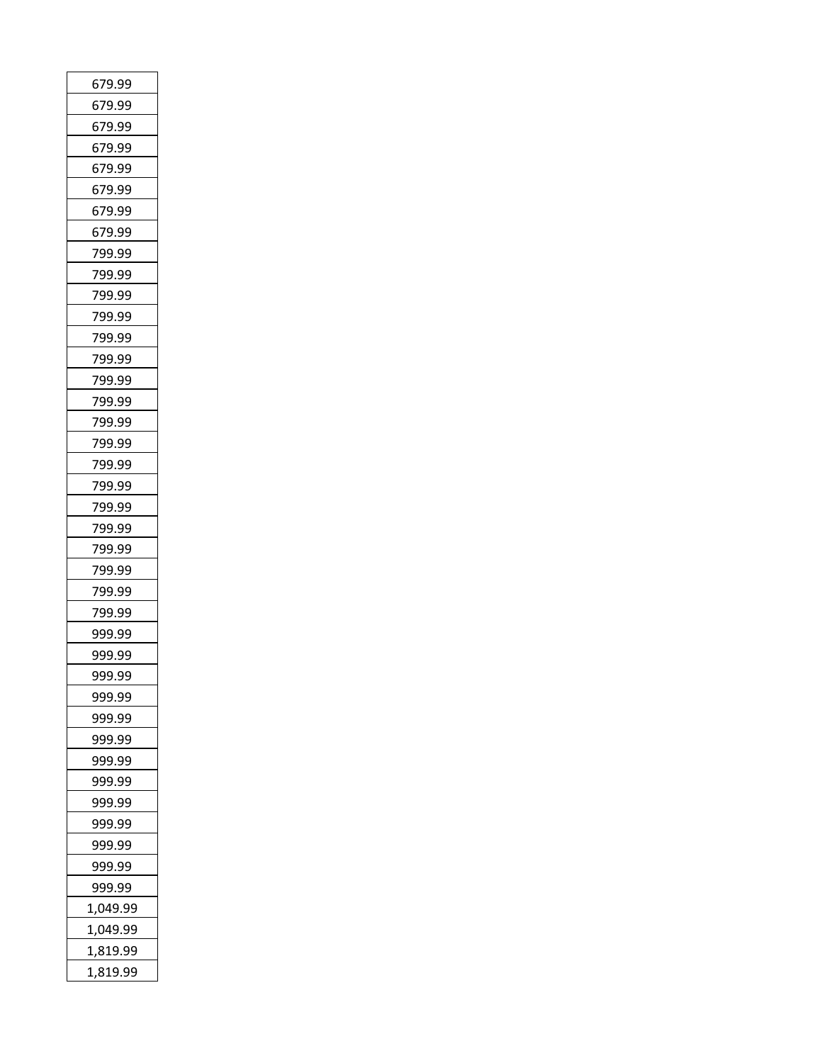| 679.99 |
| --- |
| 679.99 |
| 679.99 |
| 679.99 |
| 679.99 |
| 679.99 |
| 679.99 |
| 679.99 |
| 799.99 |
| 799.99 |
| 799.99 |
| 799.99 |
| 799.99 |
| 799.99 |
| 799.99 |
| 799.99 |
| 799.99 |
| 799.99 |
| 799.99 |
| 799.99 |
| 799.99 |
| 799.99 |
| 799.99 |
| 799.99 |
| 799.99 |
| 799.99 |
| 999.99 |
| 999.99 |
| 999.99 |
| 999.99 |
| 999.99 |
| 999.99 |
| 999.99 |
| 999.99 |
| 999.99 |
| 999.99 |
| 999.99 |
| 999.99 |
| 999.99 |
| 1,049.99 |
| 1,049.99 |
| 1,819.99 |
| 1,819.99 |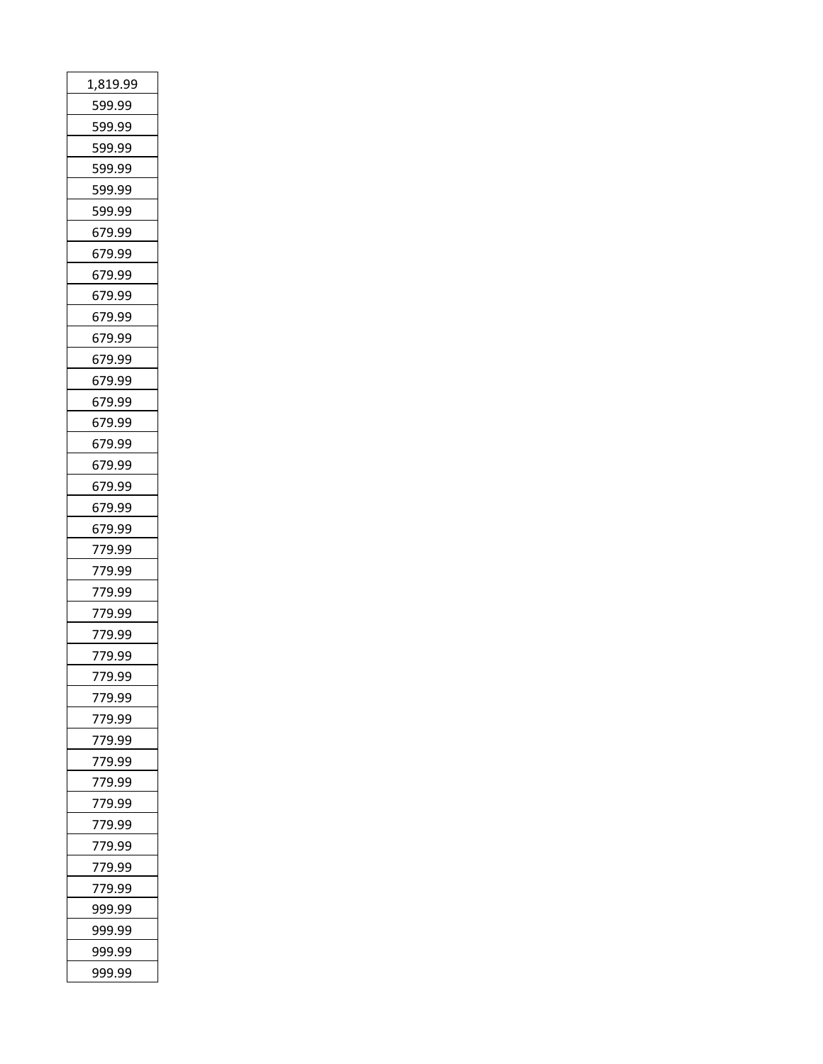| 1,819.99 |
|---|
| 599.99 |
| 599.99 |
| 599.99 |
| 599.99 |
| 599.99 |
| 599.99 |
| 679.99 |
| 679.99 |
| 679.99 |
| 679.99 |
| 679.99 |
| 679.99 |
| 679.99 |
| 679.99 |
| 679.99 |
| 679.99 |
| 679.99 |
| 679.99 |
| 679.99 |
| 679.99 |
| 679.99 |
| 779.99 |
| 779.99 |
| 779.99 |
| 779.99 |
| 779.99 |
| 779.99 |
| 779.99 |
| 779.99 |
| 779.99 |
| 779.99 |
| 779.99 |
| 779.99 |
| 779.99 |
| 779.99 |
| 779.99 |
| 779.99 |
| 779.99 |
| 999.99 |
| 999.99 |
| 999.99 |
| 999.99 |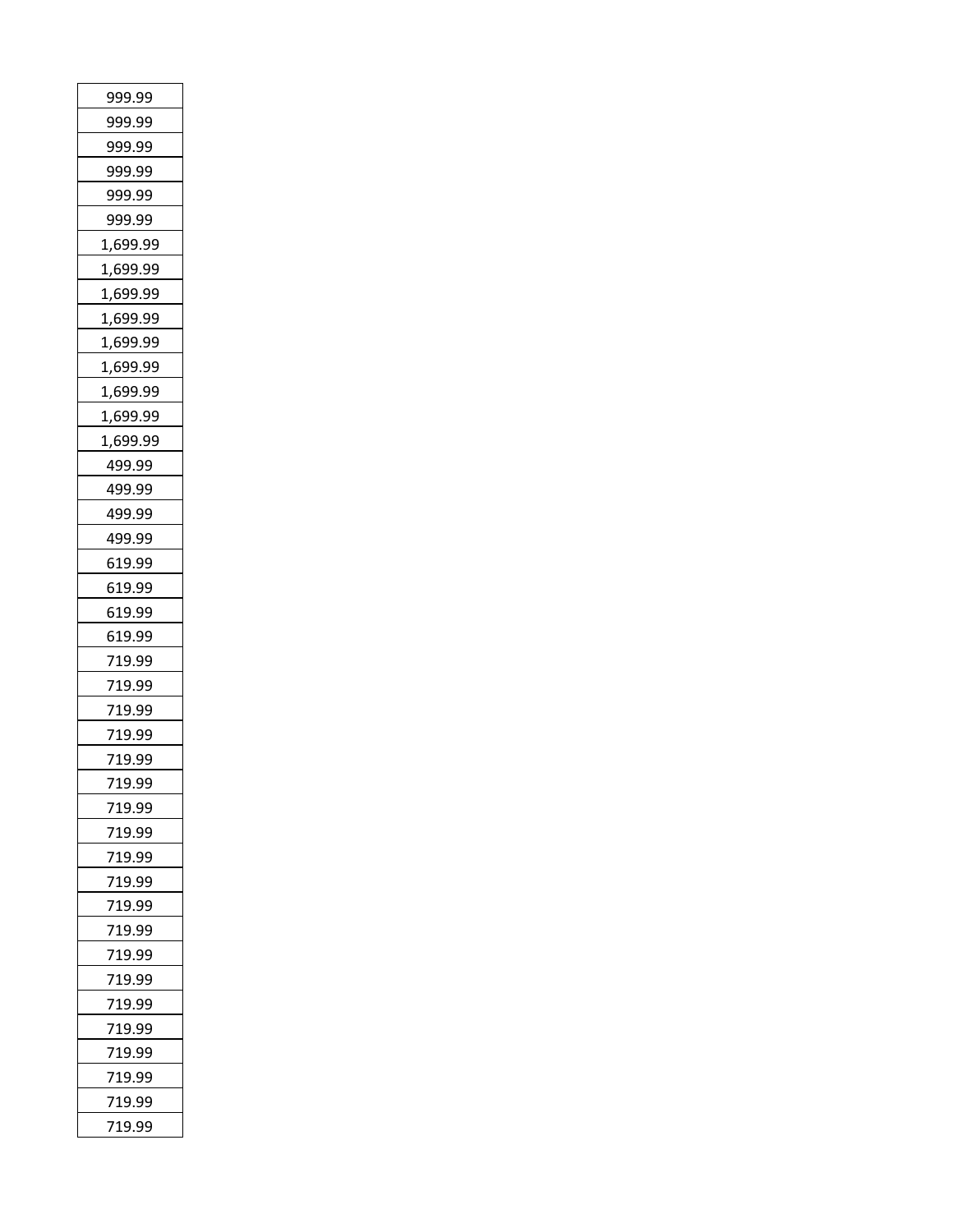| 999.99 |
| --- |
| 999.99 |
| 999.99 |
| 999.99 |
| 999.99 |
| 999.99 |
| 1,699.99 |
| 1,699.99 |
| 1,699.99 |
| 1,699.99 |
| 1,699.99 |
| 1,699.99 |
| 1,699.99 |
| 1,699.99 |
| 1,699.99 |
| 499.99 |
| 499.99 |
| 499.99 |
| 499.99 |
| 619.99 |
| 619.99 |
| 619.99 |
| 619.99 |
| 719.99 |
| 719.99 |
| 719.99 |
| 719.99 |
| 719.99 |
| 719.99 |
| 719.99 |
| 719.99 |
| 719.99 |
| 719.99 |
| 719.99 |
| 719.99 |
| 719.99 |
| 719.99 |
| 719.99 |
| 719.99 |
| 719.99 |
| 719.99 |
| 719.99 |
| 719.99 |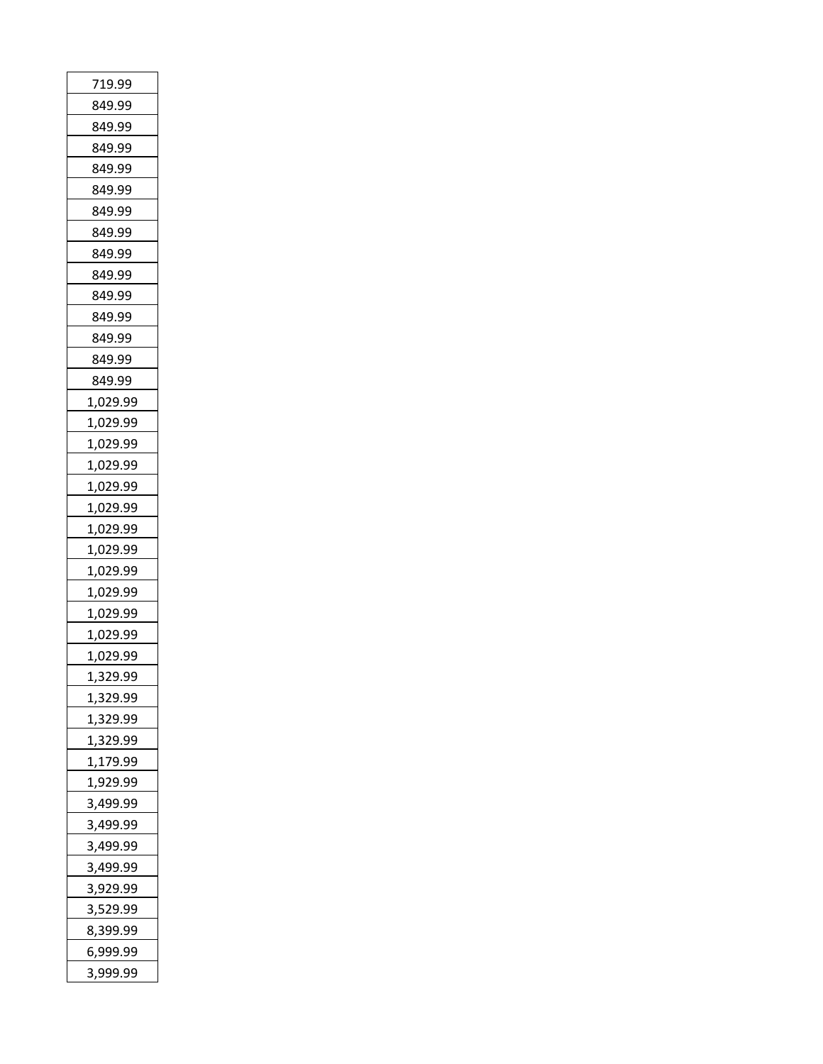| |
|---|
| 719.99 |
| 849.99 |
| 849.99 |
| 849.99 |
| 849.99 |
| 849.99 |
| 849.99 |
| 849.99 |
| 849.99 |
| 849.99 |
| 849.99 |
| 849.99 |
| 849.99 |
| 849.99 |
| 849.99 |
| 1,029.99 |
| 1,029.99 |
| 1,029.99 |
| 1,029.99 |
| 1,029.99 |
| 1,029.99 |
| 1,029.99 |
| 1,029.99 |
| 1,029.99 |
| 1,029.99 |
| 1,029.99 |
| 1,029.99 |
| 1,029.99 |
| 1,329.99 |
| 1,329.99 |
| 1,329.99 |
| 1,329.99 |
| 1,179.99 |
| 1,929.99 |
| 3,499.99 |
| 3,499.99 |
| 3,499.99 |
| 3,499.99 |
| 3,929.99 |
| 3,529.99 |
| 8,399.99 |
| 6,999.99 |
| 3,999.99 |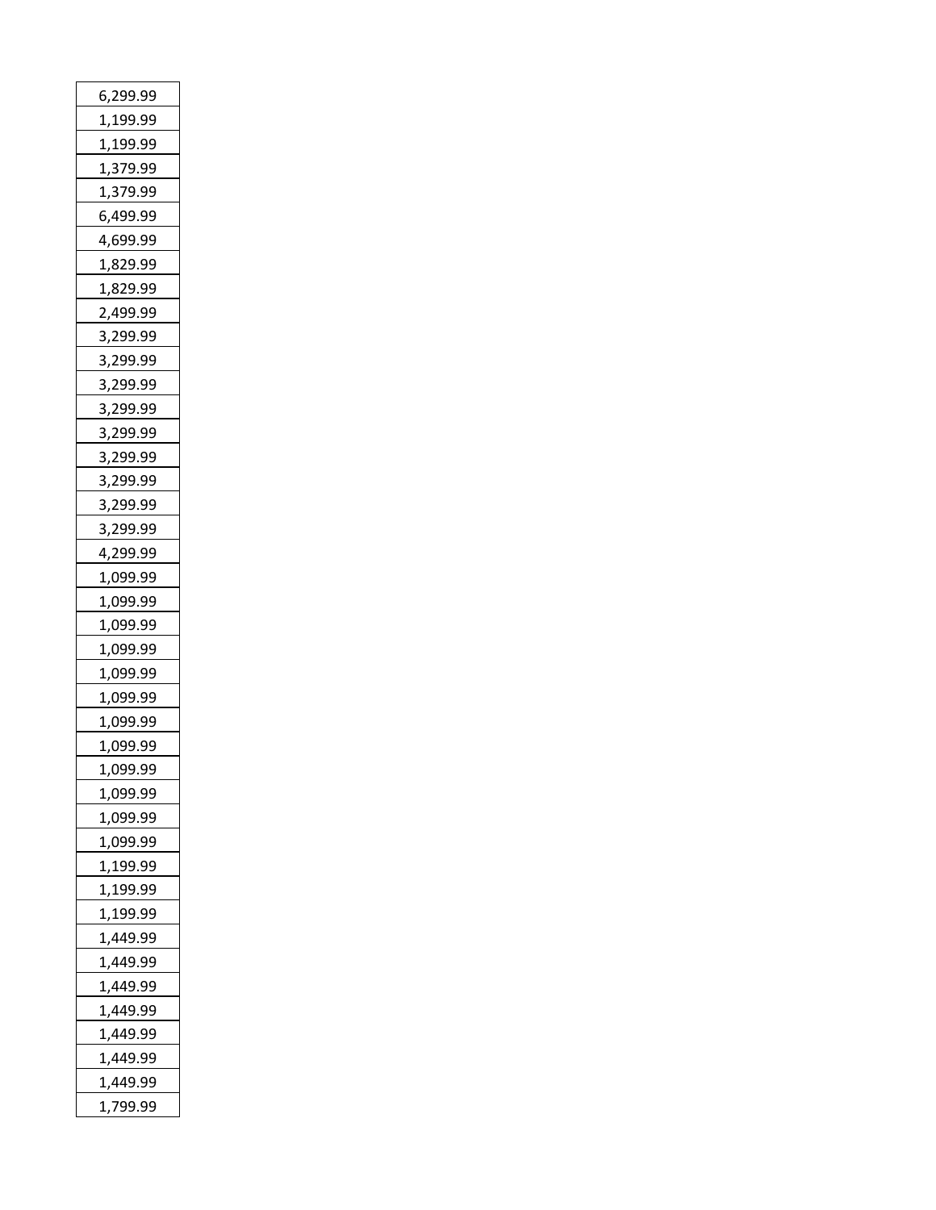| |
|---|
| 6,299.99 |
| 1,199.99 |
| 1,199.99 |
| 1,379.99 |
| 1,379.99 |
| 6,499.99 |
| 4,699.99 |
| 1,829.99 |
| 1,829.99 |
| 2,499.99 |
| 3,299.99 |
| 3,299.99 |
| 3,299.99 |
| 3,299.99 |
| 3,299.99 |
| 3,299.99 |
| 3,299.99 |
| 3,299.99 |
| 3,299.99 |
| 4,299.99 |
| 1,099.99 |
| 1,099.99 |
| 1,099.99 |
| 1,099.99 |
| 1,099.99 |
| 1,099.99 |
| 1,099.99 |
| 1,099.99 |
| 1,099.99 |
| 1,099.99 |
| 1,099.99 |
| 1,099.99 |
| 1,199.99 |
| 1,199.99 |
| 1,199.99 |
| 1,449.99 |
| 1,449.99 |
| 1,449.99 |
| 1,449.99 |
| 1,449.99 |
| 1,449.99 |
| 1,449.99 |
| 1,799.99 |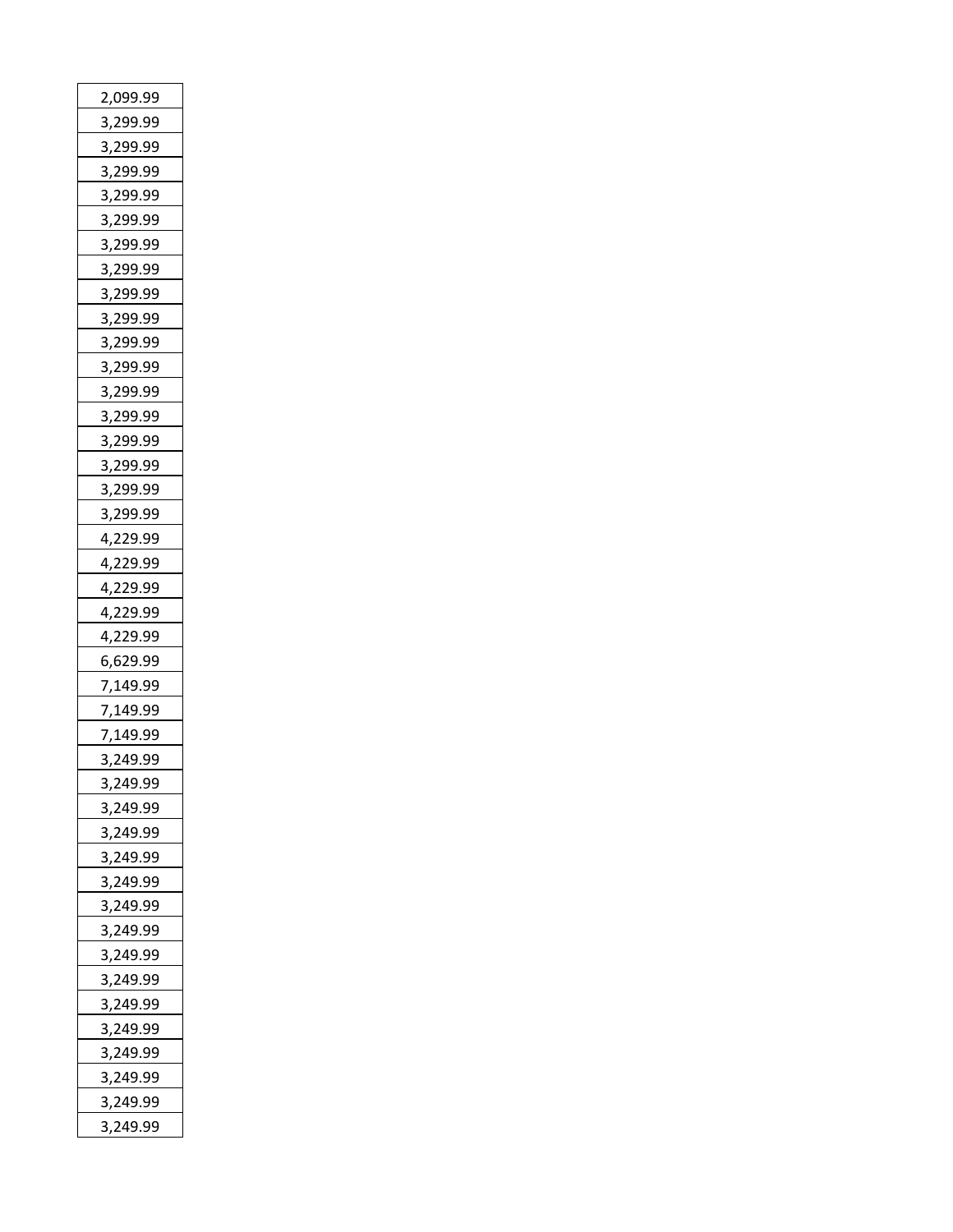| 2,099.99 |
|---|
| 3,299.99 |
| 3,299.99 |
| 3,299.99 |
| 3,299.99 |
| 3,299.99 |
| 3,299.99 |
| 3,299.99 |
| 3,299.99 |
| 3,299.99 |
| 3,299.99 |
| 3,299.99 |
| 3,299.99 |
| 3,299.99 |
| 3,299.99 |
| 3,299.99 |
| 3,299.99 |
| 3,299.99 |
| 4,229.99 |
| 4,229.99 |
| 4,229.99 |
| 4,229.99 |
| 4,229.99 |
| 6,629.99 |
| 7,149.99 |
| 7,149.99 |
| 7,149.99 |
| 3,249.99 |
| 3,249.99 |
| 3,249.99 |
| 3,249.99 |
| 3,249.99 |
| 3,249.99 |
| 3,249.99 |
| 3,249.99 |
| 3,249.99 |
| 3,249.99 |
| 3,249.99 |
| 3,249.99 |
| 3,249.99 |
| 3,249.99 |
| 3,249.99 |
| 3,249.99 |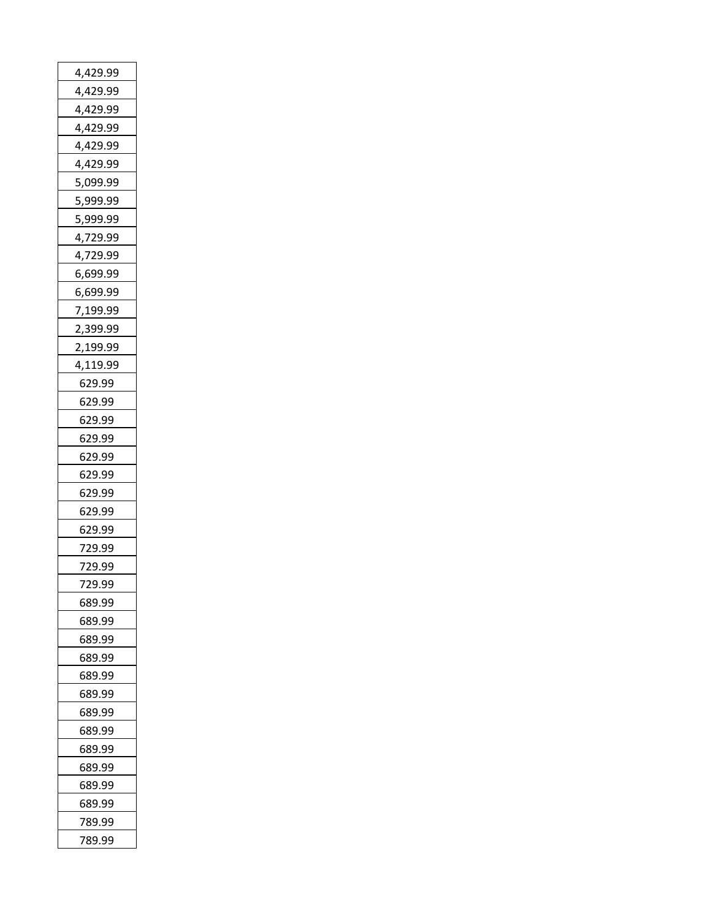| 4,429.99 |
|---|
| 4,429.99 |
| 4,429.99 |
| 4,429.99 |
| 4,429.99 |
| 4,429.99 |
| 5,099.99 |
| 5,999.99 |
| 5,999.99 |
| 4,729.99 |
| 4,729.99 |
| 6,699.99 |
| 6,699.99 |
| 7,199.99 |
| 2,399.99 |
| 2,199.99 |
| 4,119.99 |
| 629.99 |
| 629.99 |
| 629.99 |
| 629.99 |
| 629.99 |
| 629.99 |
| 629.99 |
| 629.99 |
| 629.99 |
| 729.99 |
| 729.99 |
| 729.99 |
| 689.99 |
| 689.99 |
| 689.99 |
| 689.99 |
| 689.99 |
| 689.99 |
| 689.99 |
| 689.99 |
| 689.99 |
| 689.99 |
| 689.99 |
| 689.99 |
| 789.99 |
| 789.99 |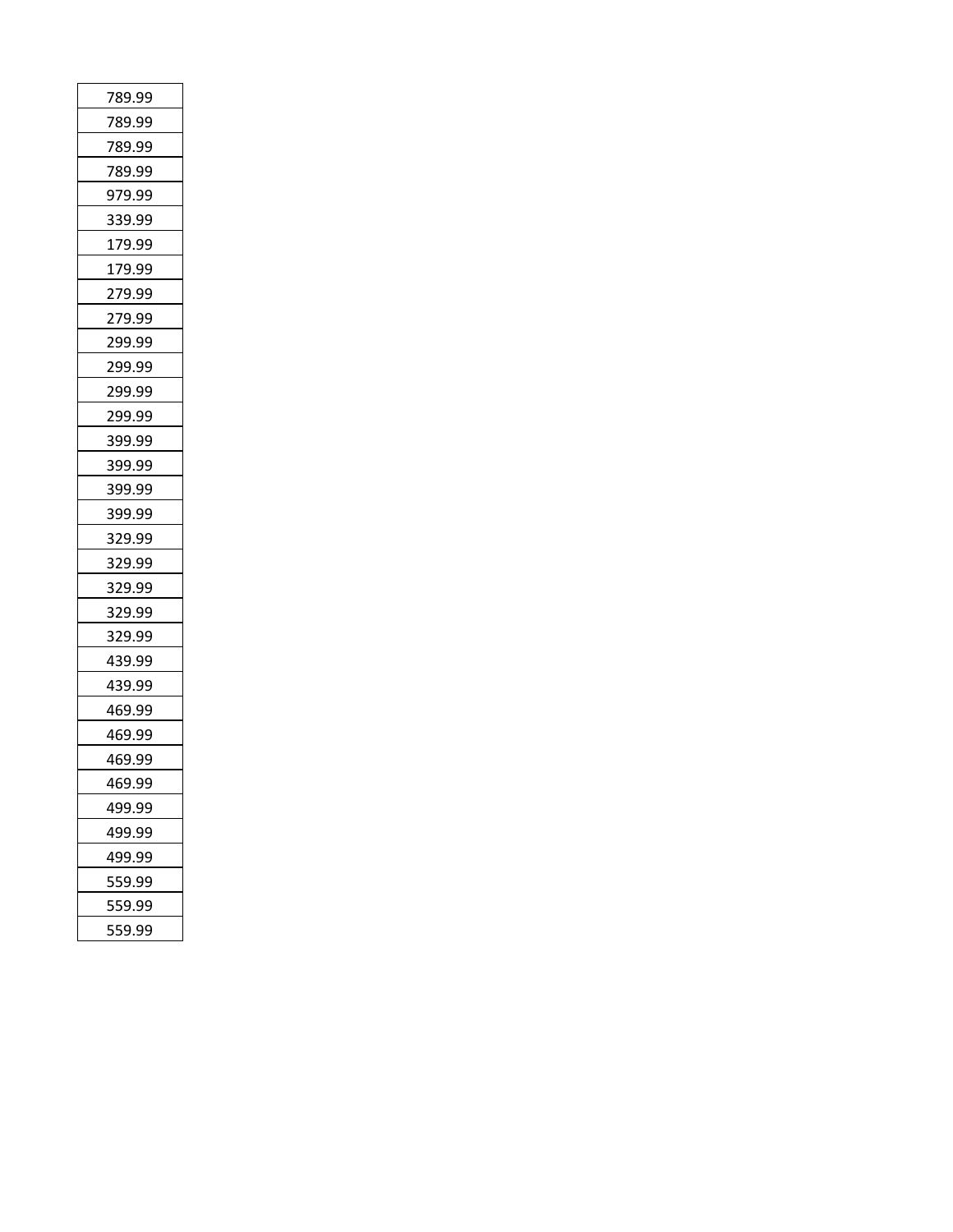| |
|---|
| 789.99 |
| 789.99 |
| 789.99 |
| 789.99 |
| 979.99 |
| 339.99 |
| 179.99 |
| 179.99 |
| 279.99 |
| 279.99 |
| 299.99 |
| 299.99 |
| 299.99 |
| 299.99 |
| 399.99 |
| 399.99 |
| 399.99 |
| 399.99 |
| 329.99 |
| 329.99 |
| 329.99 |
| 329.99 |
| 329.99 |
| 439.99 |
| 439.99 |
| 469.99 |
| 469.99 |
| 469.99 |
| 469.99 |
| 499.99 |
| 499.99 |
| 499.99 |
| 559.99 |
| 559.99 |
| 559.99 |